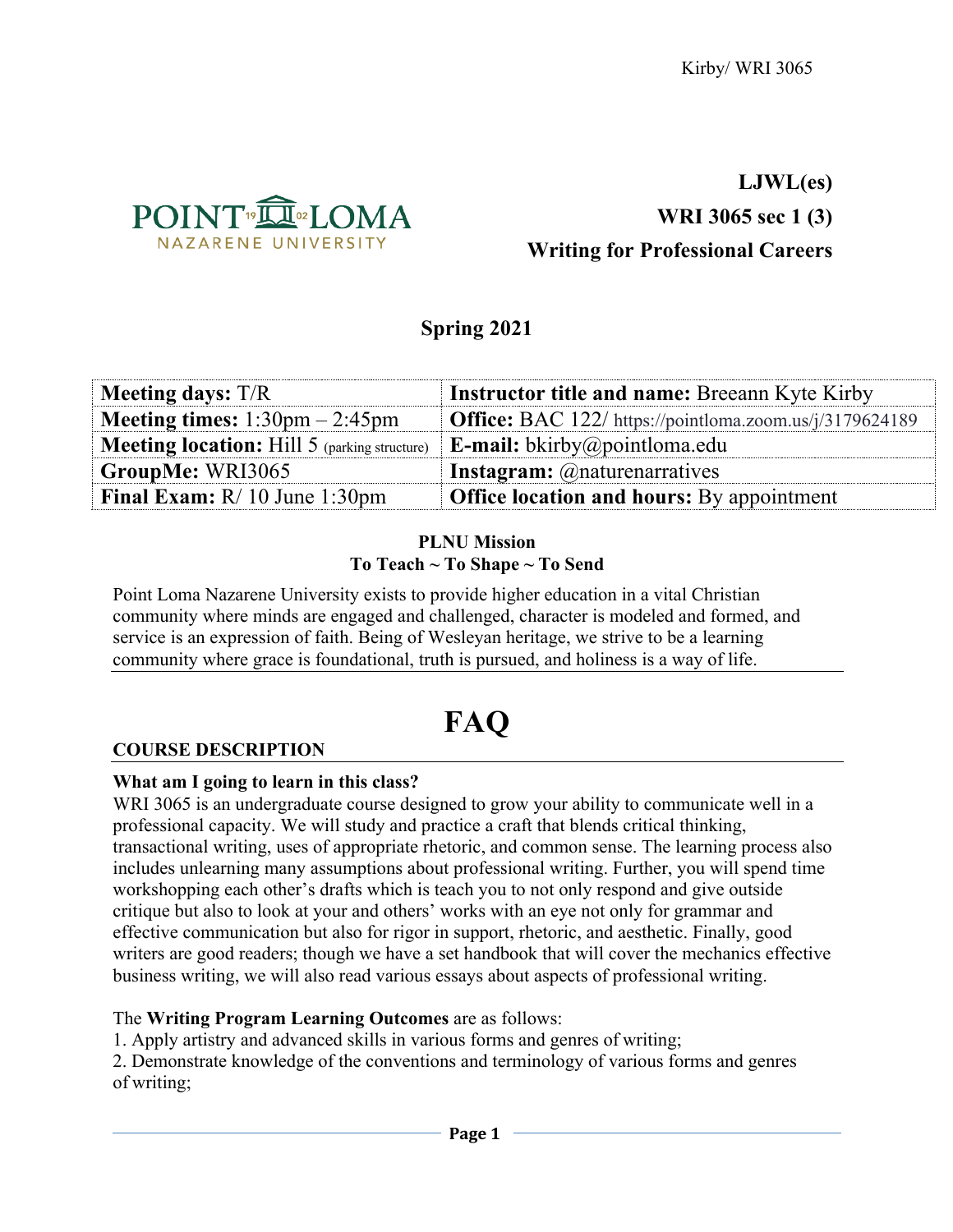**LJWL(es)**

**WRI 3065 sec 1 (3)**

**Writing for Professional Careers**

## Spring 2021

| **Meeting days:** T/R | **Instructor title and name:** Breeann Kyte Kirby |
|---|---|
| **Meeting times:** 1:30pm – 2:45pm | **Office:** BAC 122/ https://pointloma.zoom.us/j/3179624189 |
| **Meeting location:** Hill 5 (parking structure) | **E-mail:** bkirby@pointloma.edu |
| **GroupMe:** WRI3065 | **Instagram:** @naturenarratives |
| **Final Exam:** R/ 10 June 1:30pm | **Office location and hours:** By appointment |

**PLNU Mission**
**To Teach ~ To Shape ~ To Send**

Point Loma Nazarene University exists to provide higher education in a vital Christian community where minds are engaged and challenged, character is modeled and formed, and service is an expression of faith. Being of Wesleyan heritage, we strive to be a learning community where grace is foundational, truth is pursued, and holiness is a way of life.

# FAQ

## COURSE DESCRIPTION

**What am I going to learn in this class?**
WRI 3065 is an undergraduate course designed to grow your ability to communicate well in a professional capacity. We will study and practice a craft that blends critical thinking, transactional writing, uses of appropriate rhetoric, and common sense. The learning process also includes unlearning many assumptions about professional writing. Further, you will spend time workshopping each other's drafts which is teach you to not only respond and give outside critique but also to look at your and others' works with an eye not only for grammar and effective communication but also for rigor in support, rhetoric, and aesthetic. Finally, good writers are good readers; though we have a set handbook that will cover the mechanics effective business writing, we will also read various essays about aspects of professional writing.

The **Writing Program Learning Outcomes** are as follows:
1. Apply artistry and advanced skills in various forms and genres of writing;
2. Demonstrate knowledge of the conventions and terminology of various forms and genres of writing;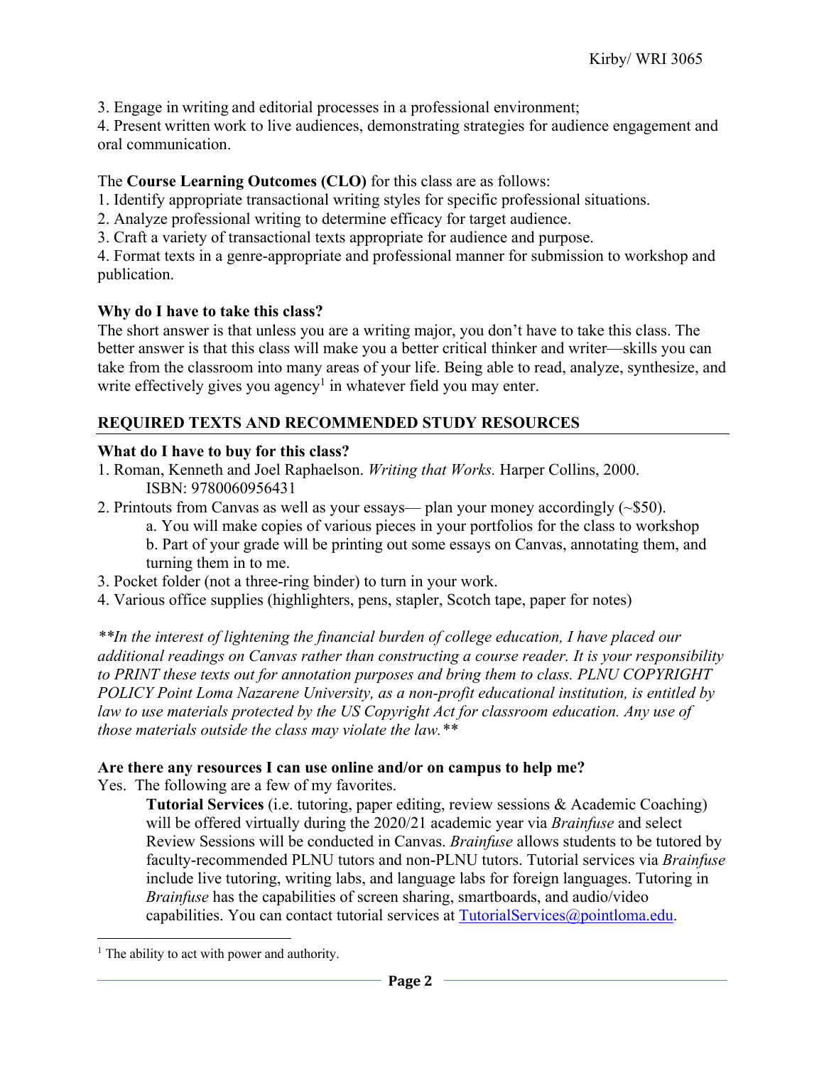3. Engage in writing and editorial processes in a professional environment;
4. Present written work to live audiences, demonstrating strategies for audience engagement and oral communication.

The **Course Learning Outcomes (CLO)** for this class are as follows:
1. Identify appropriate transactional writing styles for specific professional situations.
2. Analyze professional writing to determine efficacy for target audience.
3. Craft a variety of transactional texts appropriate for audience and purpose.
4. Format texts in a genre-appropriate and professional manner for submission to workshop and publication.

**Why do I have to take this class?**

The short answer is that unless you are a writing major, you don't have to take this class. The better answer is that this class will make you a better critical thinker and writer—skills you can take from the classroom into many areas of your life. Being able to read, analyze, synthesize, and write effectively gives you agency[1] in whatever field you may enter.

## REQUIRED TEXTS AND RECOMMENDED STUDY RESOURCES

**What do I have to buy for this class?**

1. Roman, Kenneth and Joel Raphaelson. *Writing that Works.* Harper Collins, 2000. ISBN: 9780060956431
2. Printouts from Canvas as well as your essays— plan your money accordingly (~$50).
   a. You will make copies of various pieces in your portfolios for the class to workshop
   b. Part of your grade will be printing out some essays on Canvas, annotating them, and turning them in to me.
3. Pocket folder (not a three-ring binder) to turn in your work.
4. Various office supplies (highlighters, pens, stapler, Scotch tape, paper for notes)

*\*\*In the interest of lightening the financial burden of college education, I have placed our additional readings on Canvas rather than constructing a course reader. It is your responsibility to PRINT these texts out for annotation purposes and bring them to class. PLNU COPYRIGHT POLICY Point Loma Nazarene University, as a non-profit educational institution, is entitled by law to use materials protected by the US Copyright Act for classroom education. Any use of those materials outside the class may violate the law.\*\**

**Are there any resources I can use online and/or on campus to help me?**

Yes. The following are a few of my favorites.

**Tutorial Services** (i.e. tutoring, paper editing, review sessions & Academic Coaching) will be offered virtually during the 2020/21 academic year via *Brainfuse* and select Review Sessions will be conducted in Canvas. *Brainfuse* allows students to be tutored by faculty-recommended PLNU tutors and non-PLNU tutors. Tutorial services via *Brainfuse* include live tutoring, writing labs, and language labs for foreign languages. Tutoring in *Brainfuse* has the capabilities of screen sharing, smartboards, and audio/video capabilities. You can contact tutorial services at TutorialServices@pointloma.edu.

[1] The ability to act with power and authority.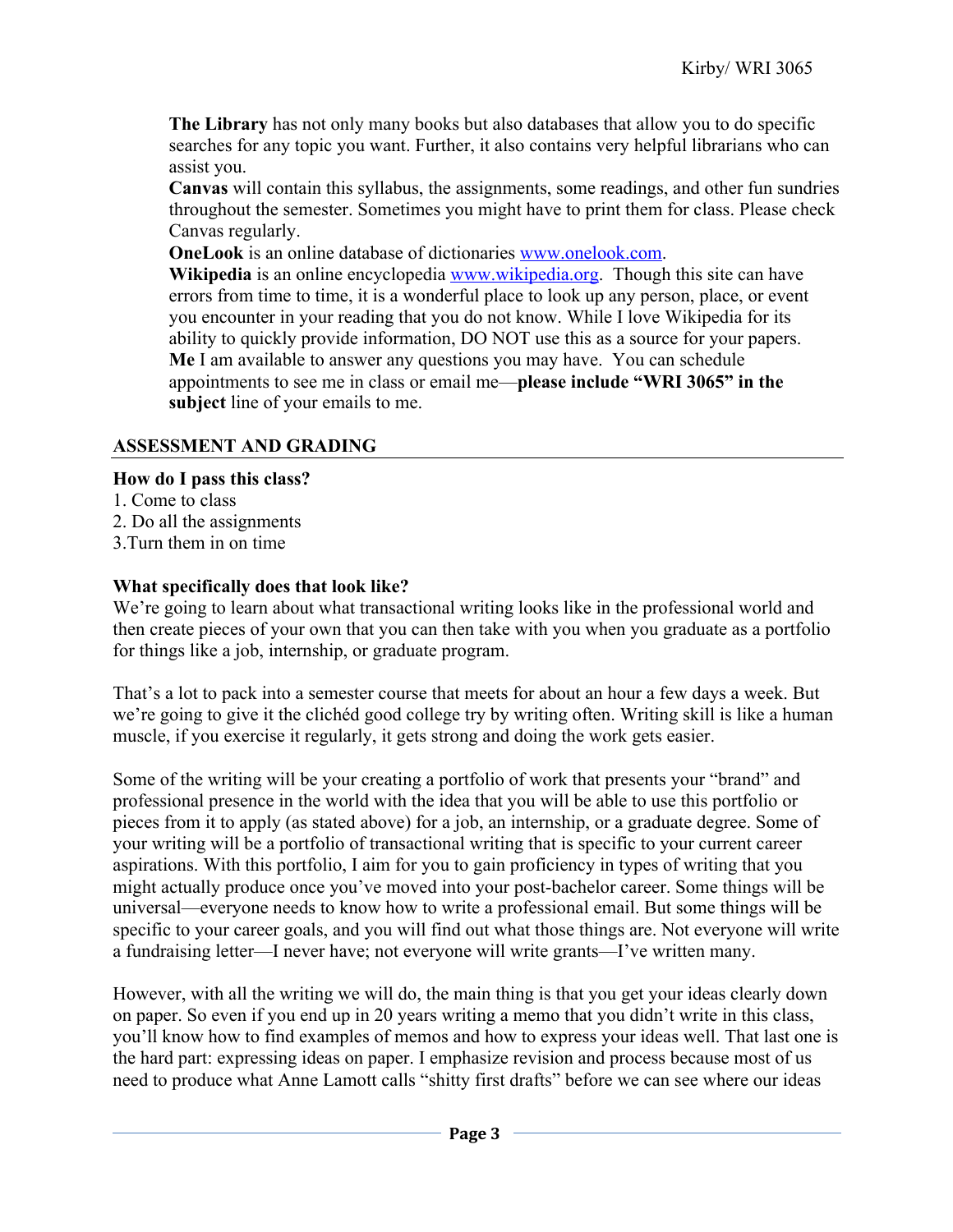**The Library** has not only many books but also databases that allow you to do specific searches for any topic you want. Further, it also contains very helpful librarians who can assist you.

**Canvas** will contain this syllabus, the assignments, some readings, and other fun sundries throughout the semester. Sometimes you might have to print them for class. Please check Canvas regularly.

**OneLook** is an online database of dictionaries [www.onelook.com](www.onelook.com).

**Wikipedia** is an online encyclopedia [www.wikipedia.org](www.wikipedia.org). Though this site can have errors from time to time, it is a wonderful place to look up any person, place, or event you encounter in your reading that you do not know. While I love Wikipedia for its ability to quickly provide information, DO NOT use this as a source for your papers.

**Me** I am available to answer any questions you may have. You can schedule appointments to see me in class or email me—**please include "WRI 3065" in the subject** line of your emails to me.

## ASSESSMENT AND GRADING

**How do I pass this class?**

1. Come to class
2. Do all the assignments
3. Turn them in on time

**What specifically does that look like?**

We're going to learn about what transactional writing looks like in the professional world and then create pieces of your own that you can then take with you when you graduate as a portfolio for things like a job, internship, or graduate program.

That's a lot to pack into a semester course that meets for about an hour a few days a week. But we're going to give it the clichéd good college try by writing often. Writing skill is like a human muscle, if you exercise it regularly, it gets strong and doing the work gets easier.

Some of the writing will be your creating a portfolio of work that presents your "brand" and professional presence in the world with the idea that you will be able to use this portfolio or pieces from it to apply (as stated above) for a job, an internship, or a graduate degree. Some of your writing will be a portfolio of transactional writing that is specific to your current career aspirations. With this portfolio, I aim for you to gain proficiency in types of writing that you might actually produce once you've moved into your post-bachelor career. Some things will be universal—everyone needs to know how to write a professional email. But some things will be specific to your career goals, and you will find out what those things are. Not everyone will write a fundraising letter—I never have; not everyone will write grants—I've written many.

However, with all the writing we will do, the main thing is that you get your ideas clearly down on paper. So even if you end up in 20 years writing a memo that you didn't write in this class, you'll know how to find examples of memos and how to express your ideas well. That last one is the hard part: expressing ideas on paper. I emphasize revision and process because most of us need to produce what Anne Lamott calls "shitty first drafts" before we can see where our ideas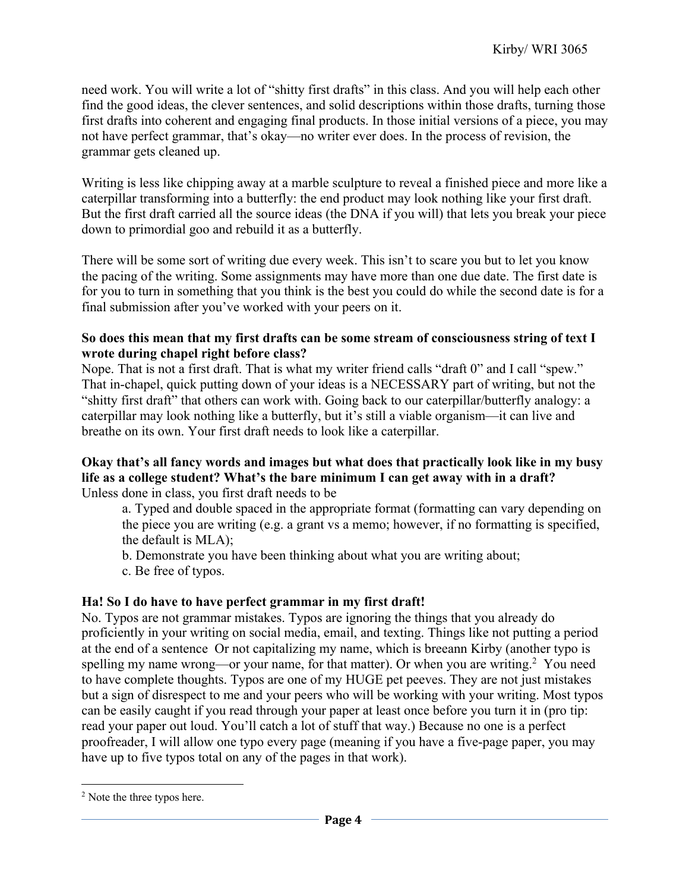need work. You will write a lot of "shitty first drafts" in this class. And you will help each other find the good ideas, the clever sentences, and solid descriptions within those drafts, turning those first drafts into coherent and engaging final products. In those initial versions of a piece, you may not have perfect grammar, that's okay—no writer ever does. In the process of revision, the grammar gets cleaned up.

Writing is less like chipping away at a marble sculpture to reveal a finished piece and more like a caterpillar transforming into a butterfly: the end product may look nothing like your first draft. But the first draft carried all the source ideas (the DNA if you will) that lets you break your piece down to primordial goo and rebuild it as a butterfly.

There will be some sort of writing due every week. This isn't to scare you but to let you know the pacing of the writing. Some assignments may have more than one due date. The first date is for you to turn in something that you think is the best you could do while the second date is for a final submission after you've worked with your peers on it.

**So does this mean that my first drafts can be some stream of consciousness string of text I wrote during chapel right before class?**
Nope. That is not a first draft. That is what my writer friend calls "draft 0" and I call "spew." That in-chapel, quick putting down of your ideas is a NECESSARY part of writing, but not the "shitty first draft" that others can work with. Going back to our caterpillar/butterfly analogy: a caterpillar may look nothing like a butterfly, but it's still a viable organism—it can live and breathe on its own. Your first draft needs to look like a caterpillar.

**Okay that's all fancy words and images but what does that practically look like in my busy life as a college student? What's the bare minimum I can get away with in a draft?**
Unless done in class, you first draft needs to be

a. Typed and double spaced in the appropriate format (formatting can vary depending on the piece you are writing (e.g. a grant vs a memo; however, if no formatting is specified, the default is MLA);

b. Demonstrate you have been thinking about what you are writing about;

c. Be free of typos.

**Ha! So I do have to have perfect grammar in my first draft!**
No. Typos are not grammar mistakes. Typos are ignoring the things that you already do proficiently in your writing on social media, email, and texting. Things like not putting a period at the end of a sentence  Or not capitalizing my name, which is breeann Kirby (another typo is spelling my name wrong—or your name, for that matter). Or when you are writing.[2]  You need to have complete thoughts. Typos are one of my HUGE pet peeves. They are not just mistakes but a sign of disrespect to me and your peers who will be working with your writing. Most typos can be easily caught if you read through your paper at least once before you turn it in (pro tip: read your paper out loud. You'll catch a lot of stuff that way.) Because no one is a perfect proofreader, I will allow one typo every page (meaning if you have a five-page paper, you may have up to five typos total on any of the pages in that work).

---

[2] Note the three typos here.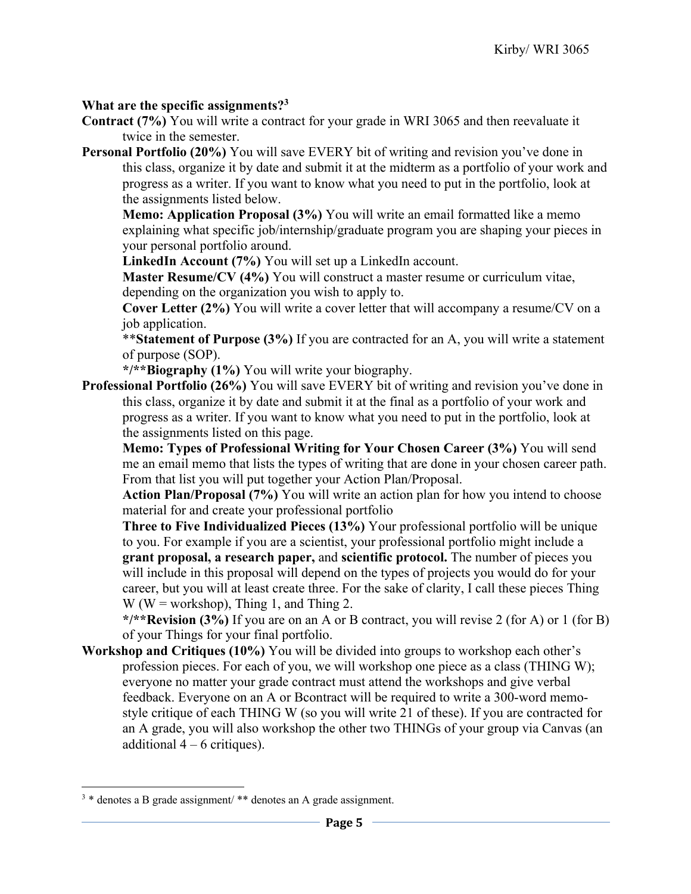**What are the specific assignments?**[3]

**Contract (7%)** You will write a contract for your grade in WRI 3065 and then reevaluate it twice in the semester.

**Personal Portfolio (20%)** You will save EVERY bit of writing and revision you've done in this class, organize it by date and submit it at the midterm as a portfolio of your work and progress as a writer. If you want to know what you need to put in the portfolio, look at the assignments listed below.

- **Memo: Application Proposal (3%)** You will write an email formatted like a memo explaining what specific job/internship/graduate program you are shaping your pieces in your personal portfolio around.
- **LinkedIn Account (7%)** You will set up a LinkedIn account.
- **Master Resume/CV (4%)** You will construct a master resume or curriculum vitae, depending on the organization you wish to apply to.
- **Cover Letter (2%)** You will write a cover letter that will accompany a resume/CV on a job application.
- ****Statement of Purpose (3%)** If you are contracted for an A, you will write a statement of purpose (SOP).
- ***/**Biography (1%)** You will write your biography.

**Professional Portfolio (26%)** You will save EVERY bit of writing and revision you've done in this class, organize it by date and submit it at the final as a portfolio of your work and progress as a writer. If you want to know what you need to put in the portfolio, look at the assignments listed on this page.

- **Memo: Types of Professional Writing for Your Chosen Career (3%)** You will send me an email memo that lists the types of writing that are done in your chosen career path. From that list you will put together your Action Plan/Proposal.
- **Action Plan/Proposal (7%)** You will write an action plan for how you intend to choose material for and create your professional portfolio
- **Three to Five Individualized Pieces (13%)** Your professional portfolio will be unique to you. For example if you are a scientist, your professional portfolio might include a **grant proposal, a research paper,** and **scientific protocol.** The number of pieces you will include in this proposal will depend on the types of projects you would do for your career, but you will at least create three. For the sake of clarity, I call these pieces Thing W (W = workshop), Thing 1, and Thing 2.
- ***/**Revision (3%)** If you are on an A or B contract, you will revise 2 (for A) or 1 (for B) of your Things for your final portfolio.

**Workshop and Critiques (10%)** You will be divided into groups to workshop each other's profession pieces. For each of you, we will workshop one piece as a class (THING W); everyone no matter your grade contract must attend the workshops and give verbal feedback. Everyone on an A or Bcontract will be required to write a 300-word memo-style critique of each THING W (so you will write 21 of these). If you are contracted for an A grade, you will also workshop the other two THINGs of your group via Canvas (an additional 4 – 6 critiques).

---

[3] * denotes a B grade assignment/ ** denotes an A grade assignment.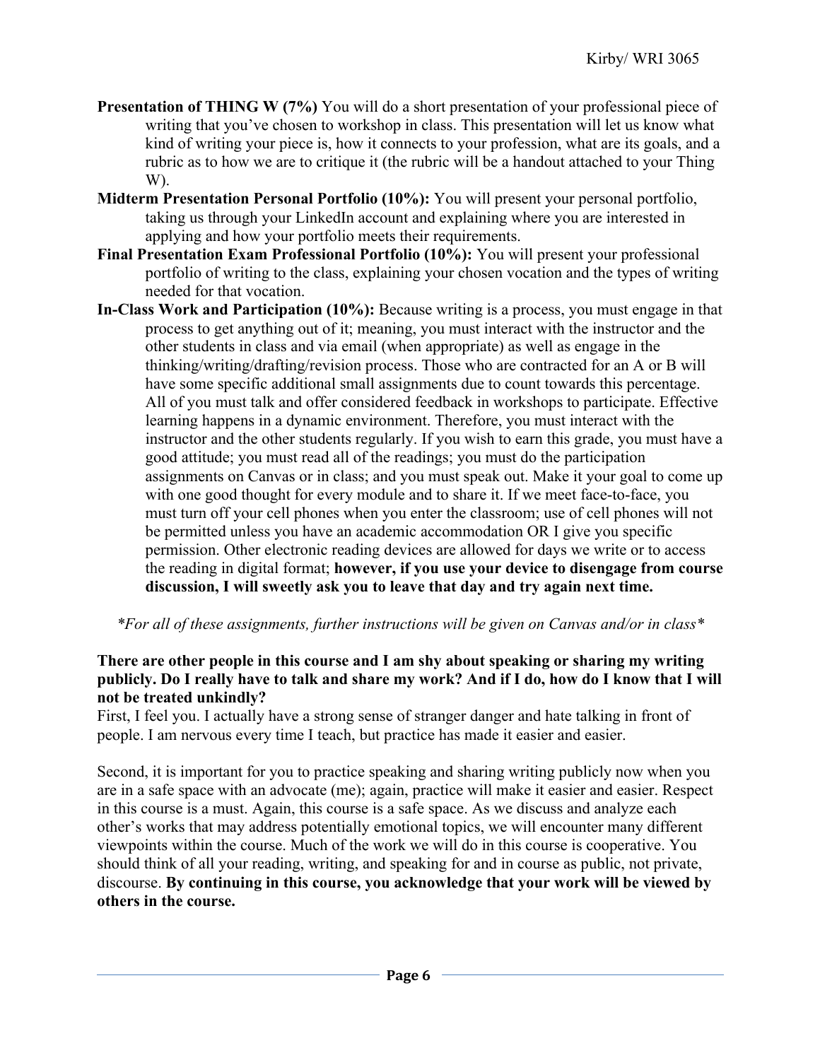**Presentation of THING W (7%)** You will do a short presentation of your professional piece of writing that you've chosen to workshop in class. This presentation will let us know what kind of writing your piece is, how it connects to your profession, what are its goals, and a rubric as to how we are to critique it (the rubric will be a handout attached to your Thing W).

**Midterm Presentation Personal Portfolio (10%):** You will present your personal portfolio, taking us through your LinkedIn account and explaining where you are interested in applying and how your portfolio meets their requirements.

**Final Presentation Exam Professional Portfolio (10%):** You will present your professional portfolio of writing to the class, explaining your chosen vocation and the types of writing needed for that vocation.

**In-Class Work and Participation (10%):** Because writing is a process, you must engage in that process to get anything out of it; meaning, you must interact with the instructor and the other students in class and via email (when appropriate) as well as engage in the thinking/writing/drafting/revision process. Those who are contracted for an A or B will have some specific additional small assignments due to count towards this percentage. All of you must talk and offer considered feedback in workshops to participate. Effective learning happens in a dynamic environment. Therefore, you must interact with the instructor and the other students regularly. If you wish to earn this grade, you must have a good attitude; you must read all of the readings; you must do the participation assignments on Canvas or in class; and you must speak out. Make it your goal to come up with one good thought for every module and to share it. If we meet face-to-face, you must turn off your cell phones when you enter the classroom; use of cell phones will not be permitted unless you have an academic accommodation OR I give you specific permission. Other electronic reading devices are allowed for days we write or to access the reading in digital format; **however, if you use your device to disengage from course discussion, I will sweetly ask you to leave that day and try again next time.**

*\*For all of these assignments, further instructions will be given on Canvas and/or in class\**

**There are other people in this course and I am shy about speaking or sharing my writing publicly. Do I really have to talk and share my work? And if I do, how do I know that I will not be treated unkindly?**

First, I feel you. I actually have a strong sense of stranger danger and hate talking in front of people. I am nervous every time I teach, but practice has made it easier and easier.

Second, it is important for you to practice speaking and sharing writing publicly now when you are in a safe space with an advocate (me); again, practice will make it easier and easier. Respect in this course is a must. Again, this course is a safe space. As we discuss and analyze each other's works that may address potentially emotional topics, we will encounter many different viewpoints within the course. Much of the work we will do in this course is cooperative. You should think of all your reading, writing, and speaking for and in course as public, not private, discourse. **By continuing in this course, you acknowledge that your work will be viewed by others in the course.**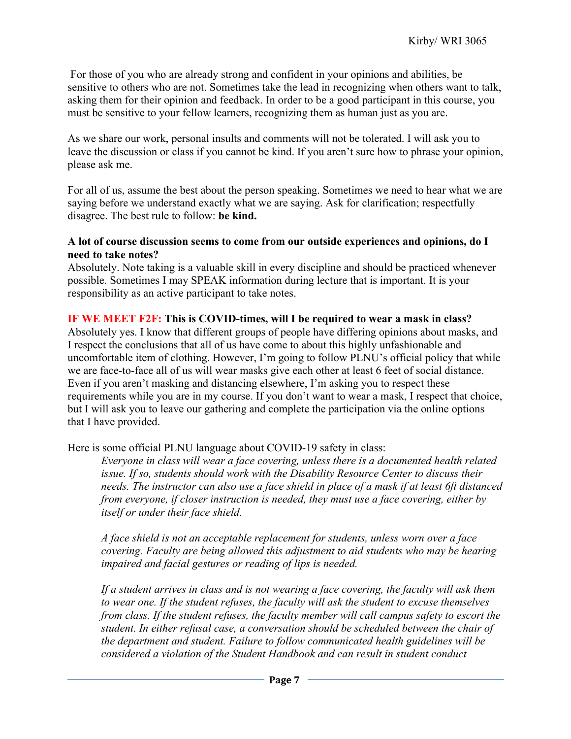For those of you who are already strong and confident in your opinions and abilities, be sensitive to others who are not. Sometimes take the lead in recognizing when others want to talk, asking them for their opinion and feedback. In order to be a good participant in this course, you must be sensitive to your fellow learners, recognizing them as human just as you are.

As we share our work, personal insults and comments will not be tolerated. I will ask you to leave the discussion or class if you cannot be kind. If you aren't sure how to phrase your opinion, please ask me.

For all of us, assume the best about the person speaking. Sometimes we need to hear what we are saying before we understand exactly what we are saying. Ask for clarification; respectfully disagree. The best rule to follow: **be kind.**

**A lot of course discussion seems to come from our outside experiences and opinions, do I need to take notes?**
Absolutely. Note taking is a valuable skill in every discipline and should be practiced whenever possible. Sometimes I may SPEAK information during lecture that is important. It is your responsibility as an active participant to take notes.

**IF WE MEET F2F: This is COVID-times, will I be required to wear a mask in class?**
Absolutely yes. I know that different groups of people have differing opinions about masks, and I respect the conclusions that all of us have come to about this highly unfashionable and uncomfortable item of clothing. However, I'm going to follow PLNU's official policy that while we are face-to-face all of us will wear masks give each other at least 6 feet of social distance. Even if you aren't masking and distancing elsewhere, I'm asking you to respect these requirements while you are in my course. If you don't want to wear a mask, I respect that choice, but I will ask you to leave our gathering and complete the participation via the online options that I have provided.

Here is some official PLNU language about COVID-19 safety in class:

> *Everyone in class will wear a face covering, unless there is a documented health related issue. If so, students should work with the Disability Resource Center to discuss their needs. The instructor can also use a face shield in place of a mask if at least 6ft distanced from everyone, if closer instruction is needed, they must use a face covering, either by itself or under their face shield.*
>
> *A face shield is not an acceptable replacement for students, unless worn over a face covering. Faculty are being allowed this adjustment to aid students who may be hearing impaired and facial gestures or reading of lips is needed.*
>
> *If a student arrives in class and is not wearing a face covering, the faculty will ask them to wear one. If the student refuses, the faculty will ask the student to excuse themselves from class. If the student refuses, the faculty member will call campus safety to escort the student. In either refusal case, a conversation should be scheduled between the chair of the department and student. Failure to follow communicated health guidelines will be considered a violation of the Student Handbook and can result in student conduct*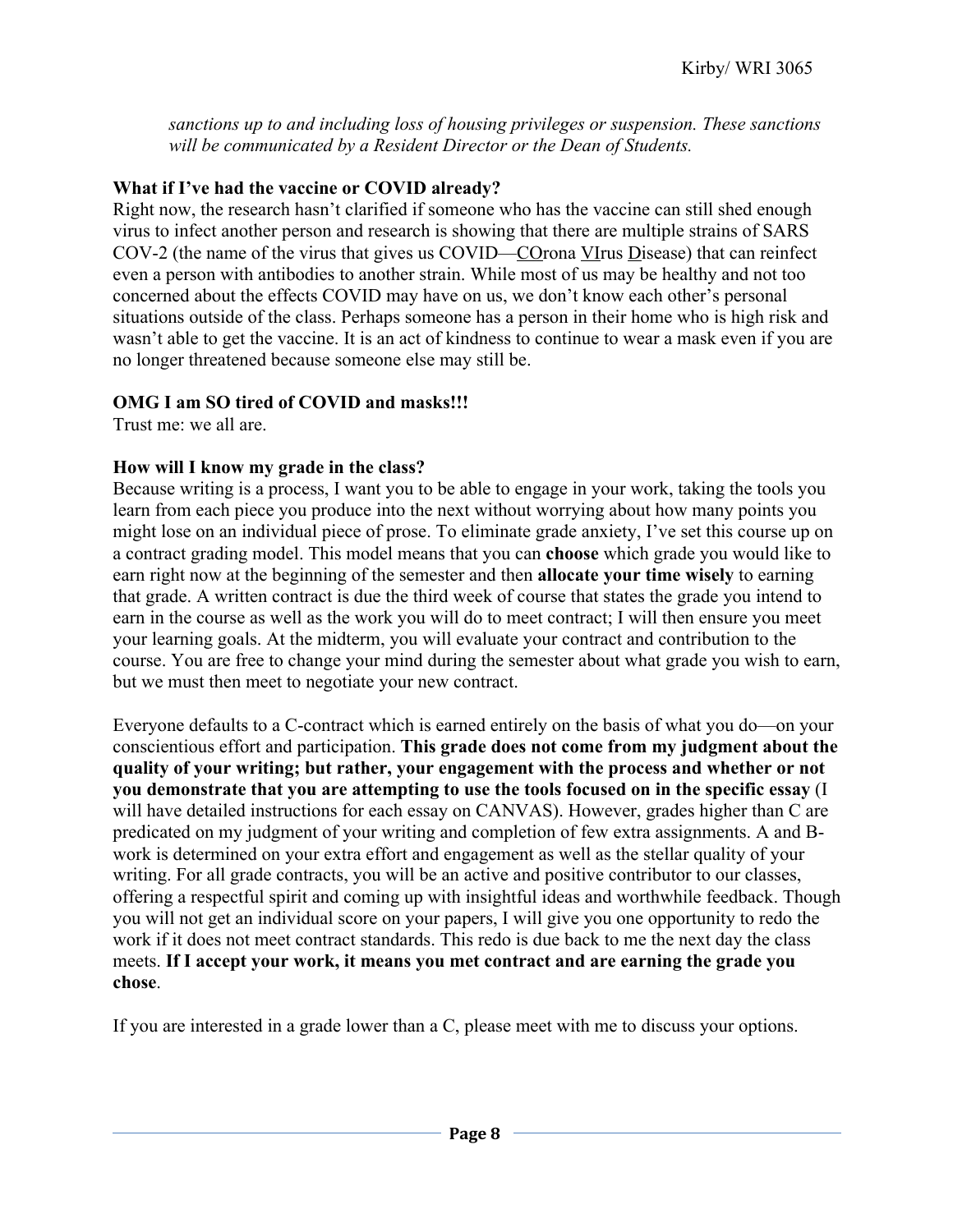*sanctions up to and including loss of housing privileges or suspension. These sanctions will be communicated by a Resident Director or the Dean of Students.*

**What if I've had the vaccine or COVID already?**

Right now, the research hasn't clarified if someone who has the vaccine can still shed enough virus to infect another person and research is showing that there are multiple strains of SARS COV-2 (the name of the virus that gives us COVID—<u>CO</u>rona <u>VI</u>rus <u>D</u>isease) that can reinfect even a person with antibodies to another strain. While most of us may be healthy and not too concerned about the effects COVID may have on us, we don't know each other's personal situations outside of the class. Perhaps someone has a person in their home who is high risk and wasn't able to get the vaccine. It is an act of kindness to continue to wear a mask even if you are no longer threatened because someone else may still be.

**OMG I am SO tired of COVID and masks!!!**

Trust me: we all are.

**How will I know my grade in the class?**

Because writing is a process, I want you to be able to engage in your work, taking the tools you learn from each piece you produce into the next without worrying about how many points you might lose on an individual piece of prose. To eliminate grade anxiety, I've set this course up on a contract grading model. This model means that you can **choose** which grade you would like to earn right now at the beginning of the semester and then **allocate your time wisely** to earning that grade. A written contract is due the third week of course that states the grade you intend to earn in the course as well as the work you will do to meet contract; I will then ensure you meet your learning goals. At the midterm, you will evaluate your contract and contribution to the course. You are free to change your mind during the semester about what grade you wish to earn, but we must then meet to negotiate your new contract.

Everyone defaults to a C-contract which is earned entirely on the basis of what you do—on your conscientious effort and participation. **This grade does not come from my judgment about the quality of your writing; but rather, your engagement with the process and whether or not you demonstrate that you are attempting to use the tools focused on in the specific essay** (I will have detailed instructions for each essay on CANVAS). However, grades higher than C are predicated on my judgment of your writing and completion of few extra assignments. A and B-work is determined on your extra effort and engagement as well as the stellar quality of your writing. For all grade contracts, you will be an active and positive contributor to our classes, offering a respectful spirit and coming up with insightful ideas and worthwhile feedback. Though you will not get an individual score on your papers, I will give you one opportunity to redo the work if it does not meet contract standards. This redo is due back to me the next day the class meets. **If I accept your work, it means you met contract and are earning the grade you chose**.

If you are interested in a grade lower than a C, please meet with me to discuss your options.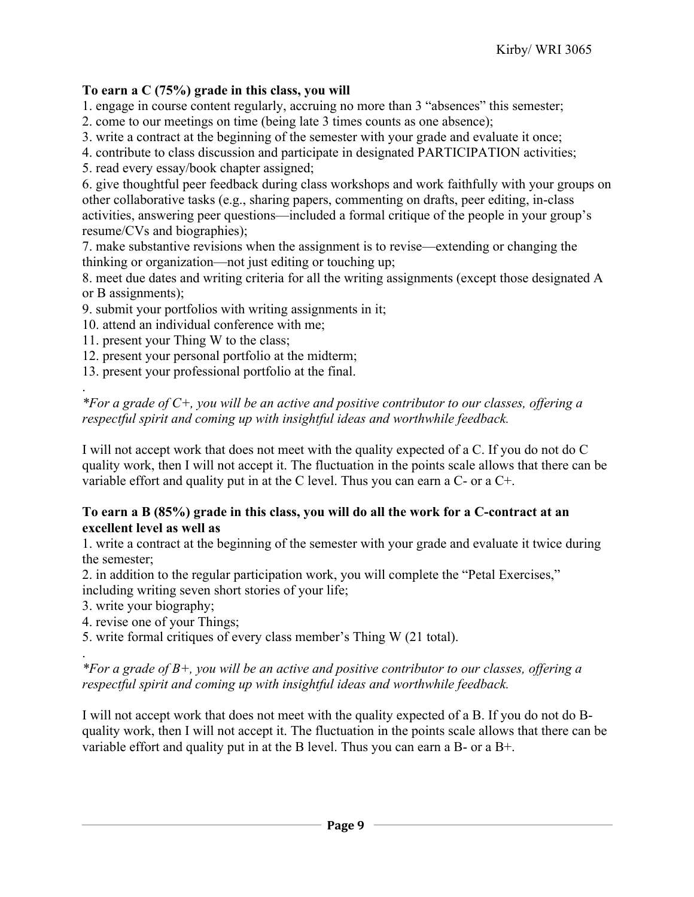**To earn a C (75%) grade in this class, you will**

1. engage in course content regularly, accruing no more than 3 "absences" this semester;
2. come to our meetings on time (being late 3 times counts as one absence);
3. write a contract at the beginning of the semester with your grade and evaluate it once;
4. contribute to class discussion and participate in designated PARTICIPATION activities;
5. read every essay/book chapter assigned;
6. give thoughtful peer feedback during class workshops and work faithfully with your groups on other collaborative tasks (e.g., sharing papers, commenting on drafts, peer editing, in-class activities, answering peer questions—included a formal critique of the people in your group's resume/CVs and biographies);
7. make substantive revisions when the assignment is to revise—extending or changing the thinking or organization—not just editing or touching up;
8. meet due dates and writing criteria for all the writing assignments (except those designated A or B assignments);
9. submit your portfolios with writing assignments in it;
10. attend an individual conference with me;
11. present your Thing W to the class;
12. present your personal portfolio at the midterm;
13. present your professional portfolio at the final.

.

*\*For a grade of C+, you will be an active and positive contributor to our classes, offering a respectful spirit and coming up with insightful ideas and worthwhile feedback.*

I will not accept work that does not meet with the quality expected of a C. If you do not do C quality work, then I will not accept it. The fluctuation in the points scale allows that there can be variable effort and quality put in at the C level. Thus you can earn a C- or a C+.

**To earn a B (85%) grade in this class, you will do all the work for a C-contract at an excellent level as well as**

1. write a contract at the beginning of the semester with your grade and evaluate it twice during the semester;
2. in addition to the regular participation work, you will complete the "Petal Exercises," including writing seven short stories of your life;
3. write your biography;
4. revise one of your Things;
5. write formal critiques of every class member's Thing W (21 total).

.

*\*For a grade of B+, you will be an active and positive contributor to our classes, offering a respectful spirit and coming up with insightful ideas and worthwhile feedback.*

I will not accept work that does not meet with the quality expected of a B. If you do not do B-quality work, then I will not accept it. The fluctuation in the points scale allows that there can be variable effort and quality put in at the B level. Thus you can earn a B- or a B+.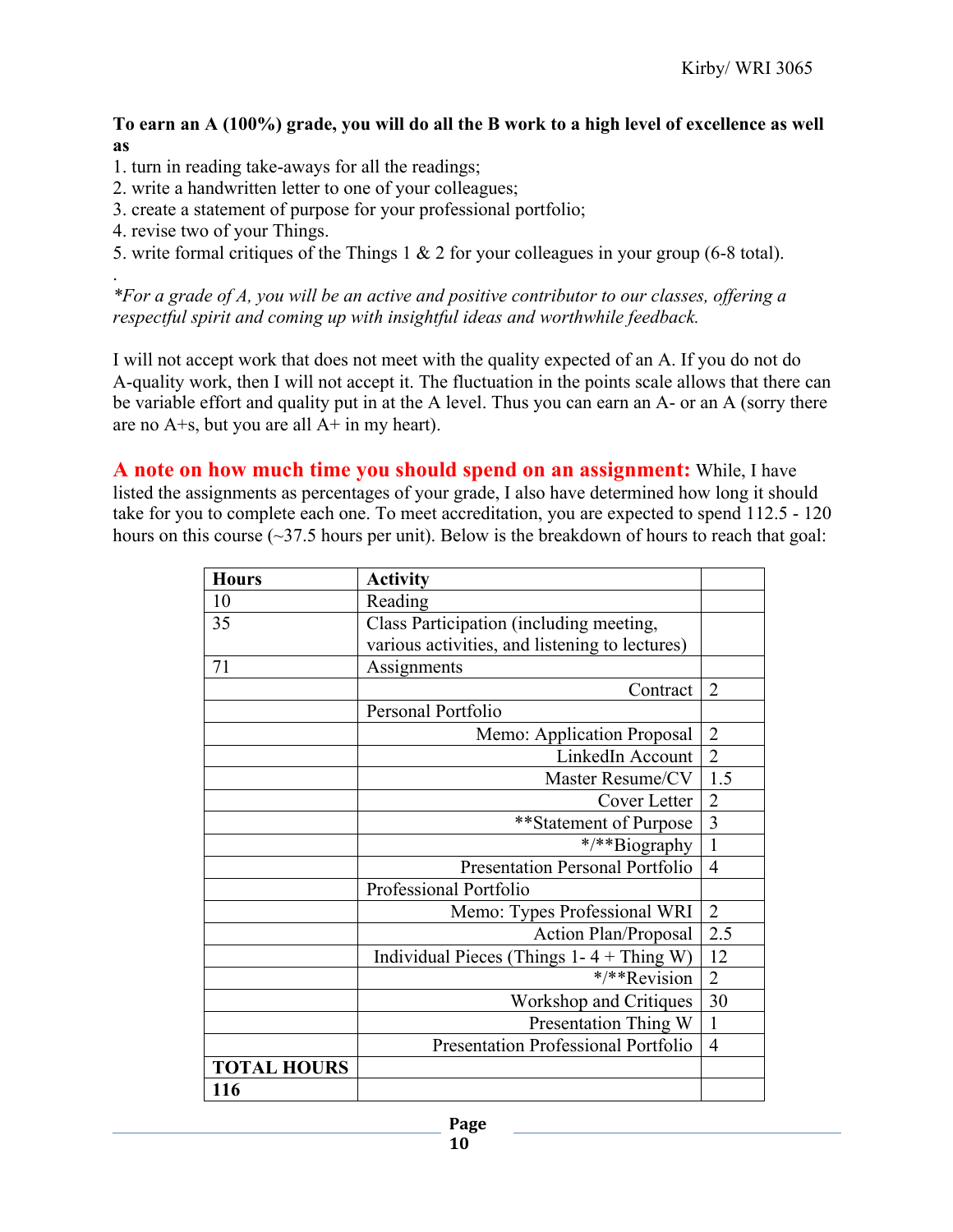**To earn an A (100%) grade, you will do all the B work to a high level of excellence as well as**

1. turn in reading take-aways for all the readings;
2. write a handwritten letter to one of your colleagues;
3. create a statement of purpose for your professional portfolio;
4. revise two of your Things.
5. write formal critiques of the Things 1 & 2 for your colleagues in your group (6-8 total).

.

*\*For a grade of A, you will be an active and positive contributor to our classes, offering a respectful spirit and coming up with insightful ideas and worthwhile feedback.*

I will not accept work that does not meet with the quality expected of an A. If you do not do A-quality work, then I will not accept it. The fluctuation in the points scale allows that there can be variable effort and quality put in at the A level. Thus you can earn an A- or an A (sorry there are no A+s, but you are all A+ in my heart).

**A note on how much time you should spend on an assignment:** While, I have listed the assignments as percentages of your grade, I also have determined how long it should take for you to complete each one. To meet accreditation, you are expected to spend 112.5 - 120 hours on this course (~37.5 hours per unit). Below is the breakdown of hours to reach that goal:

| Hours | Activity | |
|---|---|---|
| 10 | Reading | |
| 35 | Class Participation (including meeting, various activities, and listening to lectures) | |
| 71 | Assignments | |
| | Contract | 2 |
| | Personal Portfolio | |
| | Memo: Application Proposal | 2 |
| | LinkedIn Account | 2 |
| | Master Resume/CV | 1.5 |
| | Cover Letter | 2 |
| | **Statement of Purpose | 3 |
| | */**Biography | 1 |
| | Presentation Personal Portfolio | 4 |
| | Professional Portfolio | |
| | Memo: Types Professional WRI | 2 |
| | Action Plan/Proposal | 2.5 |
| | Individual Pieces (Things 1- 4 + Thing W) | 12 |
| | */**Revision | 2 |
| | Workshop and Critiques | 30 |
| | Presentation Thing W | 1 |
| | Presentation Professional Portfolio | 4 |
| **TOTAL HOURS** | | |
| **116** | | |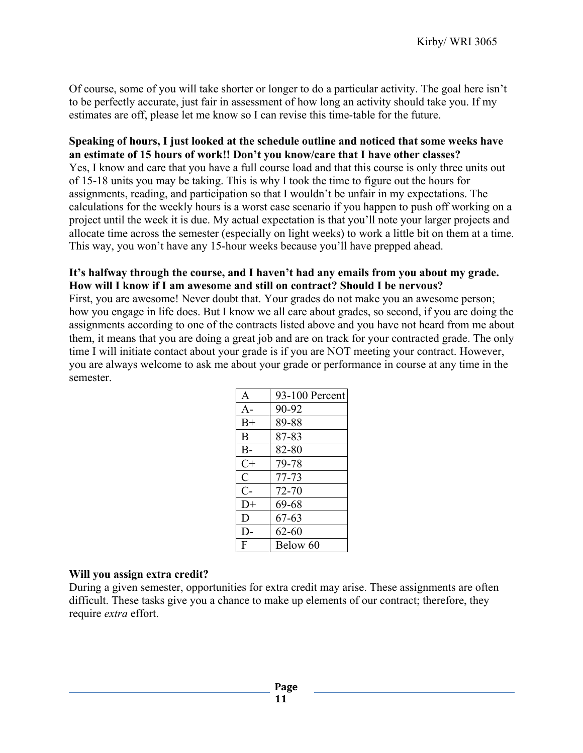Of course, some of you will take shorter or longer to do a particular activity. The goal here isn't to be perfectly accurate, just fair in assessment of how long an activity should take you. If my estimates are off, please let me know so I can revise this time-table for the future.

**Speaking of hours, I just looked at the schedule outline and noticed that some weeks have an estimate of 15 hours of work!! Don't you know/care that I have other classes?**

Yes, I know and care that you have a full course load and that this course is only three units out of 15-18 units you may be taking. This is why I took the time to figure out the hours for assignments, reading, and participation so that I wouldn't be unfair in my expectations. The calculations for the weekly hours is a worst case scenario if you happen to push off working on a project until the week it is due. My actual expectation is that you'll note your larger projects and allocate time across the semester (especially on light weeks) to work a little bit on them at a time. This way, you won't have any 15-hour weeks because you'll have prepped ahead.

**It's halfway through the course, and I haven't had any emails from you about my grade. How will I know if I am awesome and still on contract? Should I be nervous?**

First, you are awesome! Never doubt that. Your grades do not make you an awesome person; how you engage in life does. But I know we all care about grades, so second, if you are doing the assignments according to one of the contracts listed above and you have not heard from me about them, it means that you are doing a great job and are on track for your contracted grade. The only time I will initiate contact about your grade is if you are NOT meeting your contract. However, you are always welcome to ask me about your grade or performance in course at any time in the semester.

| A | 93-100 Percent |
|---|---|
| A- | 90-92 |
| B+ | 89-88 |
| B | 87-83 |
| B- | 82-80 |
| C+ | 79-78 |
| C | 77-73 |
| C- | 72-70 |
| D+ | 69-68 |
| D | 67-63 |
| D- | 62-60 |
| F | Below 60 |

**Will you assign extra credit?**

During a given semester, opportunities for extra credit may arise. These assignments are often difficult. These tasks give you a chance to make up elements of our contract; therefore, they require *extra* effort.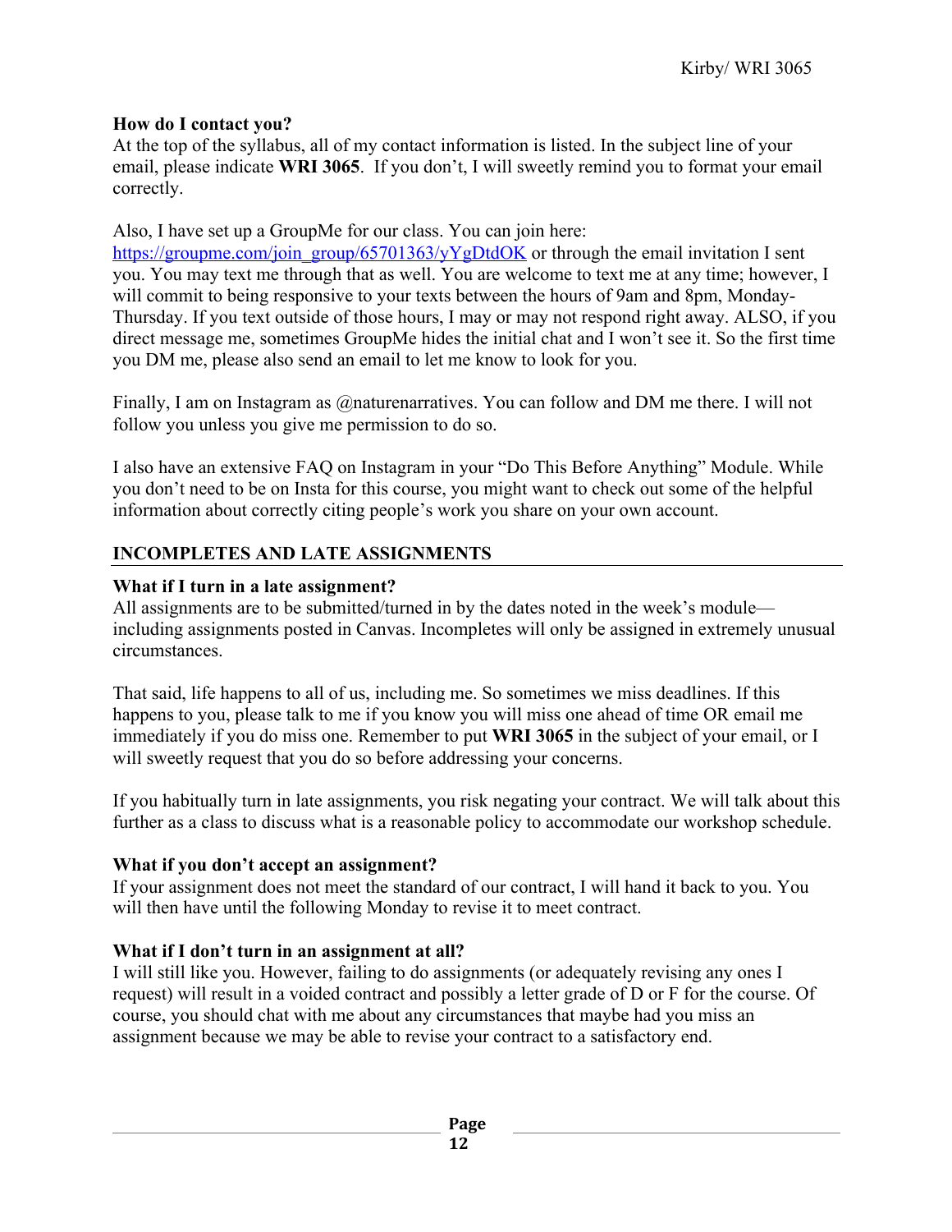**How do I contact you?**

At the top of the syllabus, all of my contact information is listed. In the subject line of your email, please indicate **WRI 3065**. If you don't, I will sweetly remind you to format your email correctly.

Also, I have set up a GroupMe for our class. You can join here: [https://groupme.com/join_group/65701363/yYgDtdOK](https://groupme.com/join_group/65701363/yYgDtdOK) or through the email invitation I sent you. You may text me through that as well. You are welcome to text me at any time; however, I will commit to being responsive to your texts between the hours of 9am and 8pm, Monday-Thursday. If you text outside of those hours, I may or may not respond right away. ALSO, if you direct message me, sometimes GroupMe hides the initial chat and I won't see it. So the first time you DM me, please also send an email to let me know to look for you.

Finally, I am on Instagram as @naturenarratives. You can follow and DM me there. I will not follow you unless you give me permission to do so.

I also have an extensive FAQ on Instagram in your "Do This Before Anything" Module. While you don't need to be on Insta for this course, you might want to check out some of the helpful information about correctly citing people's work you share on your own account.

## INCOMPLETES AND LATE ASSIGNMENTS

**What if I turn in a late assignment?**

All assignments are to be submitted/turned in by the dates noted in the week's module—including assignments posted in Canvas. Incompletes will only be assigned in extremely unusual circumstances.

That said, life happens to all of us, including me. So sometimes we miss deadlines. If this happens to you, please talk to me if you know you will miss one ahead of time OR email me immediately if you do miss one. Remember to put **WRI 3065** in the subject of your email, or I will sweetly request that you do so before addressing your concerns.

If you habitually turn in late assignments, you risk negating your contract. We will talk about this further as a class to discuss what is a reasonable policy to accommodate our workshop schedule.

**What if you don't accept an assignment?**

If your assignment does not meet the standard of our contract, I will hand it back to you. You will then have until the following Monday to revise it to meet contract.

**What if I don't turn in an assignment at all?**

I will still like you. However, failing to do assignments (or adequately revising any ones I request) will result in a voided contract and possibly a letter grade of D or F for the course. Of course, you should chat with me about any circumstances that maybe had you miss an assignment because we may be able to revise your contract to a satisfactory end.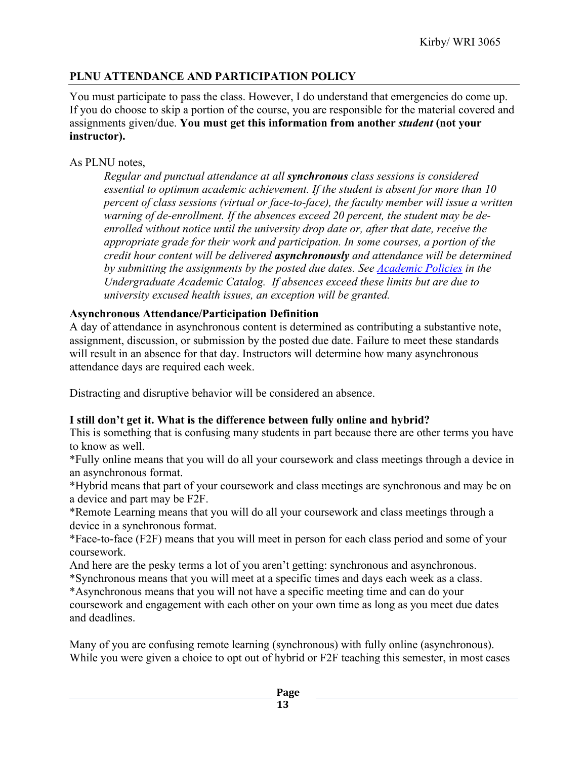## PLNU ATTENDANCE AND PARTICIPATION POLICY

You must participate to pass the class. However, I do understand that emergencies do come up. If you do choose to skip a portion of the course, you are responsible for the material covered and assignments given/due. **You must get this information from another *student* (not your instructor).**

As PLNU notes,

> *Regular and punctual attendance at all **synchronous** class sessions is considered essential to optimum academic achievement. If the student is absent for more than 10 percent of class sessions (virtual or face-to-face), the faculty member will issue a written warning of de-enrollment. If the absences exceed 20 percent, the student may be de-enrolled without notice until the university drop date or, after that date, receive the appropriate grade for their work and participation. In some courses, a portion of the credit hour content will be delivered **asynchronously** and attendance will be determined by submitting the assignments by the posted due dates. See [Academic Policies]() in the Undergraduate Academic Catalog. If absences exceed these limits but are due to university excused health issues, an exception will be granted.*

**Asynchronous Attendance/Participation Definition**

A day of attendance in asynchronous content is determined as contributing a substantive note, assignment, discussion, or submission by the posted due date. Failure to meet these standards will result in an absence for that day. Instructors will determine how many asynchronous attendance days are required each week.

Distracting and disruptive behavior will be considered an absence.

**I still don't get it. What is the difference between fully online and hybrid?**

This is something that is confusing many students in part because there are other terms you have to know as well.

*Fully online means that you will do all your coursework and class meetings through a device in an asynchronous format.

*Hybrid means that part of your coursework and class meetings are synchronous and may be on a device and part may be F2F.

*Remote Learning means that you will do all your coursework and class meetings through a device in a synchronous format.

*Face-to-face (F2F) means that you will meet in person for each class period and some of your coursework.

And here are the pesky terms a lot of you aren't getting: synchronous and asynchronous.

*Synchronous means that you will meet at a specific times and days each week as a class.

*Asynchronous means that you will not have a specific meeting time and can do your coursework and engagement with each other on your own time as long as you meet due dates and deadlines.

Many of you are confusing remote learning (synchronous) with fully online (asynchronous). While you were given a choice to opt out of hybrid or F2F teaching this semester, in most cases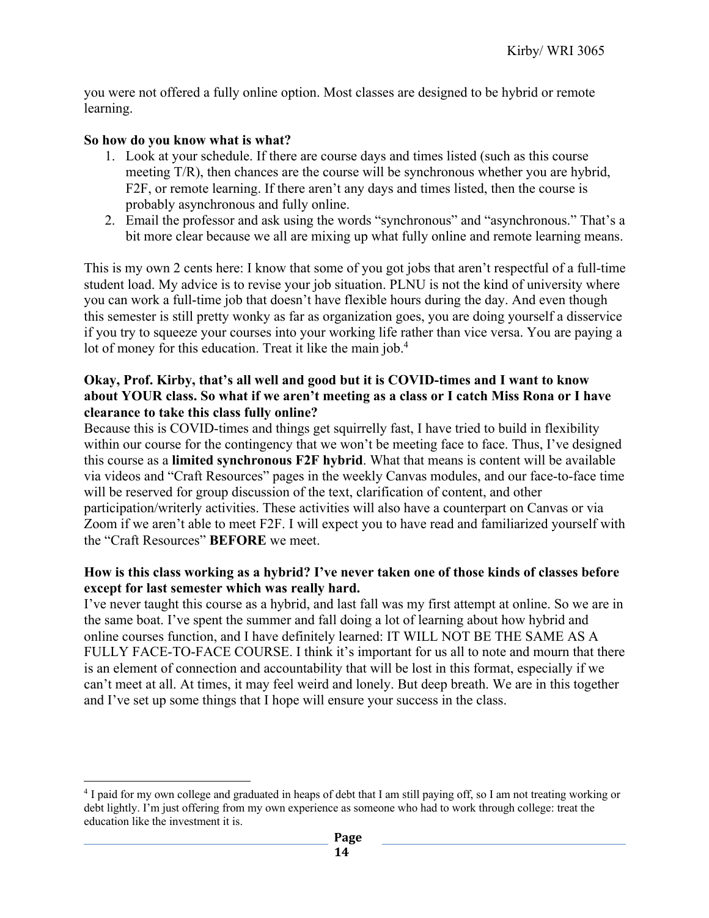you were not offered a fully online option. Most classes are designed to be hybrid or remote learning.

**So how do you know what is what?**

1. Look at your schedule. If there are course days and times listed (such as this course meeting T/R), then chances are the course will be synchronous whether you are hybrid, F2F, or remote learning. If there aren't any days and times listed, then the course is probably asynchronous and fully online.
2. Email the professor and ask using the words "synchronous" and "asynchronous." That's a bit more clear because we all are mixing up what fully online and remote learning means.

This is my own 2 cents here: I know that some of you got jobs that aren't respectful of a full-time student load. My advice is to revise your job situation. PLNU is not the kind of university where you can work a full-time job that doesn't have flexible hours during the day. And even though this semester is still pretty wonky as far as organization goes, you are doing yourself a disservice if you try to squeeze your courses into your working life rather than vice versa. You are paying a lot of money for this education. Treat it like the main job.[4]

**Okay, Prof. Kirby, that's all well and good but it is COVID-times and I want to know about YOUR class. So what if we aren't meeting as a class or I catch Miss Rona or I have clearance to take this class fully online?**

Because this is COVID-times and things get squirrelly fast, I have tried to build in flexibility within our course for the contingency that we won't be meeting face to face. Thus, I've designed this course as a **limited synchronous F2F hybrid**. What that means is content will be available via videos and "Craft Resources" pages in the weekly Canvas modules, and our face-to-face time will be reserved for group discussion of the text, clarification of content, and other participation/writerly activities. These activities will also have a counterpart on Canvas or via Zoom if we aren't able to meet F2F. I will expect you to have read and familiarized yourself with the "Craft Resources" **BEFORE** we meet.

**How is this class working as a hybrid? I've never taken one of those kinds of classes before except for last semester which was really hard.**

I've never taught this course as a hybrid, and last fall was my first attempt at online. So we are in the same boat. I've spent the summer and fall doing a lot of learning about how hybrid and online courses function, and I have definitely learned: IT WILL NOT BE THE SAME AS A FULLY FACE-TO-FACE COURSE. I think it's important for us all to note and mourn that there is an element of connection and accountability that will be lost in this format, especially if we can't meet at all. At times, it may feel weird and lonely. But deep breath. We are in this together and I've set up some things that I hope will ensure your success in the class.

---

[4] I paid for my own college and graduated in heaps of debt that I am still paying off, so I am not treating working or debt lightly. I'm just offering from my own experience as someone who had to work through college: treat the education like the investment it is.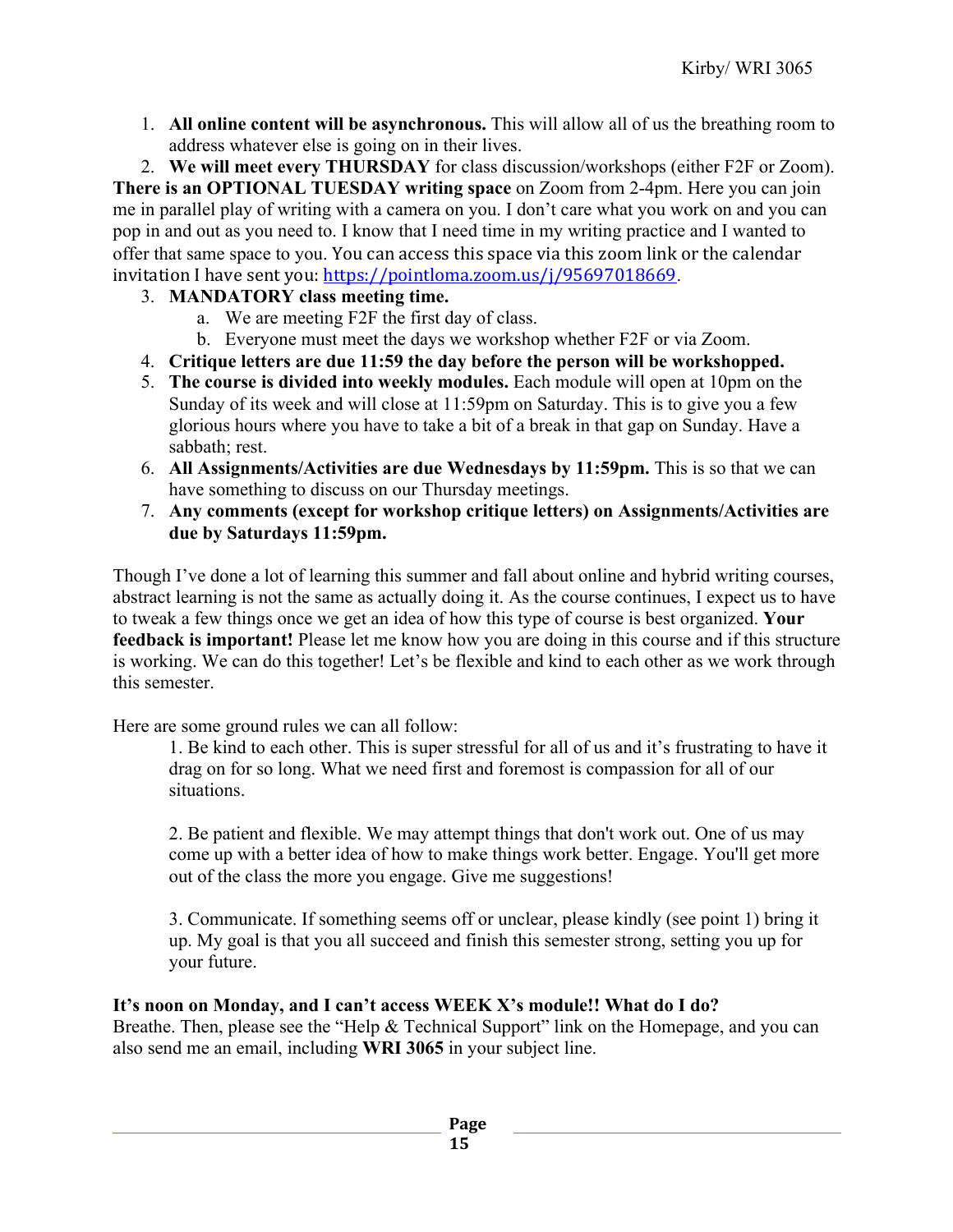1. **All online content will be asynchronous.** This will allow all of us the breathing room to address whatever else is going on in their lives.
2. **We will meet every THURSDAY** for class discussion/workshops (either F2F or Zoom).

**There is an OPTIONAL TUESDAY writing space** on Zoom from 2-4pm. Here you can join me in parallel play of writing with a camera on you. I don't care what you work on and you can pop in and out as you need to. I know that I need time in my writing practice and I wanted to offer that same space to you. You can access this space via this zoom link or the calendar invitation I have sent you: https://pointloma.zoom.us/j/95697018669.

3. **MANDATORY class meeting time.**
   a. We are meeting F2F the first day of class.
   b. Everyone must meet the days we workshop whether F2F or via Zoom.
4. **Critique letters are due 11:59 the day before the person will be workshopped.**
5. **The course is divided into weekly modules.** Each module will open at 10pm on the Sunday of its week and will close at 11:59pm on Saturday. This is to give you a few glorious hours where you have to take a bit of a break in that gap on Sunday. Have a sabbath; rest.
6. **All Assignments/Activities are due Wednesdays by 11:59pm.** This is so that we can have something to discuss on our Thursday meetings.
7. **Any comments (except for workshop critique letters) on Assignments/Activities are due by Saturdays 11:59pm.**

Though I've done a lot of learning this summer and fall about online and hybrid writing courses, abstract learning is not the same as actually doing it. As the course continues, I expect us to have to tweak a few things once we get an idea of how this type of course is best organized. **Your feedback is important!** Please let me know how you are doing in this course and if this structure is working. We can do this together! Let's be flexible and kind to each other as we work through this semester.

Here are some ground rules we can all follow:

1. Be kind to each other. This is super stressful for all of us and it's frustrating to have it drag on for so long. What we need first and foremost is compassion for all of our situations.

2. Be patient and flexible. We may attempt things that don't work out. One of us may come up with a better idea of how to make things work better. Engage. You'll get more out of the class the more you engage. Give me suggestions!

3. Communicate. If something seems off or unclear, please kindly (see point 1) bring it up. My goal is that you all succeed and finish this semester strong, setting you up for your future.

**It's noon on Monday, and I can't access WEEK X's module!! What do I do?**
Breathe. Then, please see the "Help & Technical Support" link on the Homepage, and you can also send me an email, including **WRI 3065** in your subject line.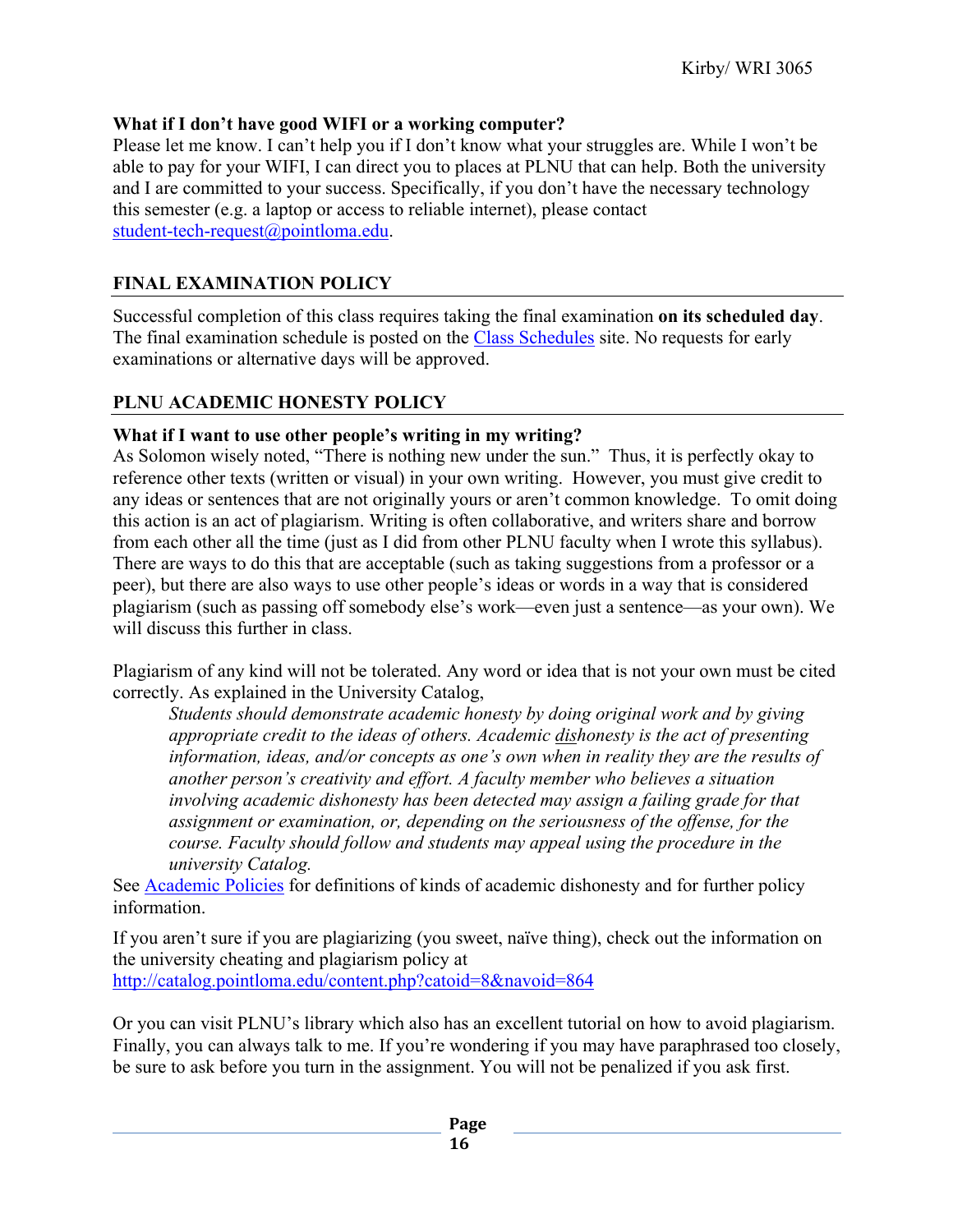**What if I don't have good WIFI or a working computer?**
Please let me know. I can't help you if I don't know what your struggles are. While I won't be able to pay for your WIFI, I can direct you to places at PLNU that can help. Both the university and I are committed to your success. Specifically, if you don't have the necessary technology this semester (e.g. a laptop or access to reliable internet), please contact [student-tech-request@pointloma.edu](mailto:student-tech-request@pointloma.edu).

## FINAL EXAMINATION POLICY

Successful completion of this class requires taking the final examination **on its scheduled day**. The final examination schedule is posted on the [Class Schedules](#) site. No requests for early examinations or alternative days will be approved.

## PLNU ACADEMIC HONESTY POLICY

**What if I want to use other people's writing in my writing?**
As Solomon wisely noted, "There is nothing new under the sun." Thus, it is perfectly okay to reference other texts (written or visual) in your own writing. However, you must give credit to any ideas or sentences that are not originally yours or aren't common knowledge. To omit doing this action is an act of plagiarism. Writing is often collaborative, and writers share and borrow from each other all the time (just as I did from other PLNU faculty when I wrote this syllabus). There are ways to do this that are acceptable (such as taking suggestions from a professor or a peer), but there are also ways to use other people's ideas or words in a way that is considered plagiarism (such as passing off somebody else's work—even just a sentence—as your own). We will discuss this further in class.

Plagiarism of any kind will not be tolerated. Any word or idea that is not your own must be cited correctly. As explained in the University Catalog,

> *Students should demonstrate academic honesty by doing original work and by giving appropriate credit to the ideas of others. Academic dishonesty is the act of presenting information, ideas, and/or concepts as one's own when in reality they are the results of another person's creativity and effort. A faculty member who believes a situation involving academic dishonesty has been detected may assign a failing grade for that assignment or examination, or, depending on the seriousness of the offense, for the course. Faculty should follow and students may appeal using the procedure in the university Catalog.*

See [Academic Policies](#) for definitions of kinds of academic dishonesty and for further policy information.

If you aren't sure if you are plagiarizing (you sweet, naïve thing), check out the information on the university cheating and plagiarism policy at [http://catalog.pointloma.edu/content.php?catoid=8&navoid=864](http://catalog.pointloma.edu/content.php?catoid=8&navoid=864)

Or you can visit PLNU's library which also has an excellent tutorial on how to avoid plagiarism. Finally, you can always talk to me. If you're wondering if you may have paraphrased too closely, be sure to ask before you turn in the assignment. You will not be penalized if you ask first.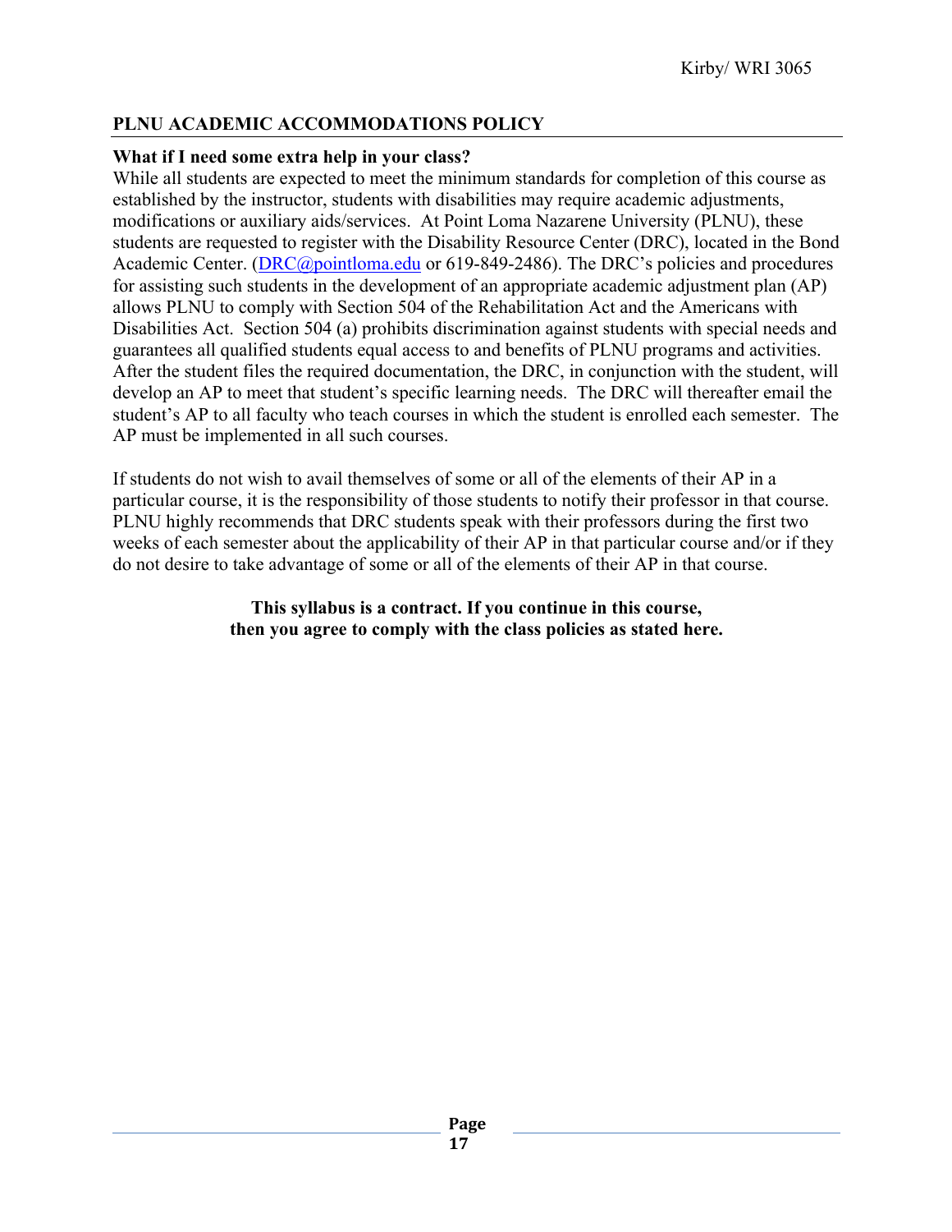## PLNU ACADEMIC ACCOMMODATIONS POLICY

**What if I need some extra help in your class?**

While all students are expected to meet the minimum standards for completion of this course as established by the instructor, students with disabilities may require academic adjustments, modifications or auxiliary aids/services. At Point Loma Nazarene University (PLNU), these students are requested to register with the Disability Resource Center (DRC), located in the Bond Academic Center. (DRC@pointloma.edu or 619-849-2486). The DRC's policies and procedures for assisting such students in the development of an appropriate academic adjustment plan (AP) allows PLNU to comply with Section 504 of the Rehabilitation Act and the Americans with Disabilities Act. Section 504 (a) prohibits discrimination against students with special needs and guarantees all qualified students equal access to and benefits of PLNU programs and activities. After the student files the required documentation, the DRC, in conjunction with the student, will develop an AP to meet that student's specific learning needs. The DRC will thereafter email the student's AP to all faculty who teach courses in which the student is enrolled each semester. The AP must be implemented in all such courses.

If students do not wish to avail themselves of some or all of the elements of their AP in a particular course, it is the responsibility of those students to notify their professor in that course. PLNU highly recommends that DRC students speak with their professors during the first two weeks of each semester about the applicability of their AP in that particular course and/or if they do not desire to take advantage of some or all of the elements of their AP in that course.

**This syllabus is a contract. If you continue in this course, then you agree to comply with the class policies as stated here.**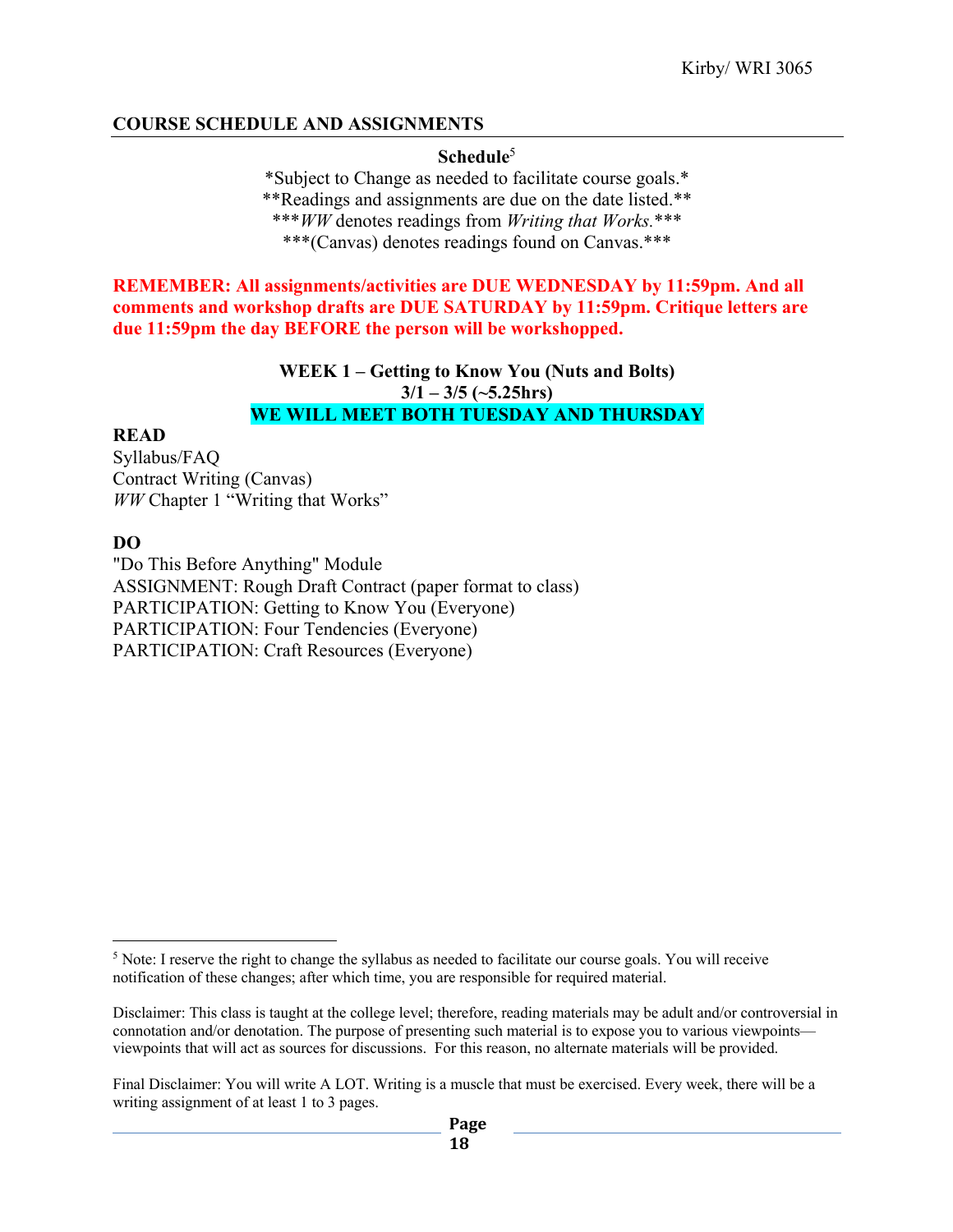## COURSE SCHEDULE AND ASSIGNMENTS

**Schedule**[5]

\*Subject to Change as needed to facilitate course goals.\*
\*\*Readings and assignments are due on the date listed.\*\*
\*\*\**WW* denotes readings from *Writing that Works.*\*\*\*
\*\*\*(Canvas) denotes readings found on Canvas.\*\*\*

**REMEMBER: All assignments/activities are DUE WEDNESDAY by 11:59pm. And all comments and workshop drafts are DUE SATURDAY by 11:59pm. Critique letters are due 11:59pm the day BEFORE the person will be workshopped.**

### WEEK 1 – Getting to Know You (Nuts and Bolts)
**3/1 – 3/5 (~5.25hrs)**
**WE WILL MEET BOTH TUESDAY AND THURSDAY**

**READ**
Syllabus/FAQ
Contract Writing (Canvas)
*WW* Chapter 1 "Writing that Works"

**DO**
"Do This Before Anything" Module
ASSIGNMENT: Rough Draft Contract (paper format to class)
PARTICIPATION: Getting to Know You (Everyone)
PARTICIPATION: Four Tendencies (Everyone)
PARTICIPATION: Craft Resources (Everyone)

---

[5] Note: I reserve the right to change the syllabus as needed to facilitate our course goals. You will receive notification of these changes; after which time, you are responsible for required material.

Disclaimer: This class is taught at the college level; therefore, reading materials may be adult and/or controversial in connotation and/or denotation. The purpose of presenting such material is to expose you to various viewpoints—viewpoints that will act as sources for discussions. For this reason, no alternate materials will be provided.

Final Disclaimer: You will write A LOT. Writing is a muscle that must be exercised. Every week, there will be a writing assignment of at least 1 to 3 pages.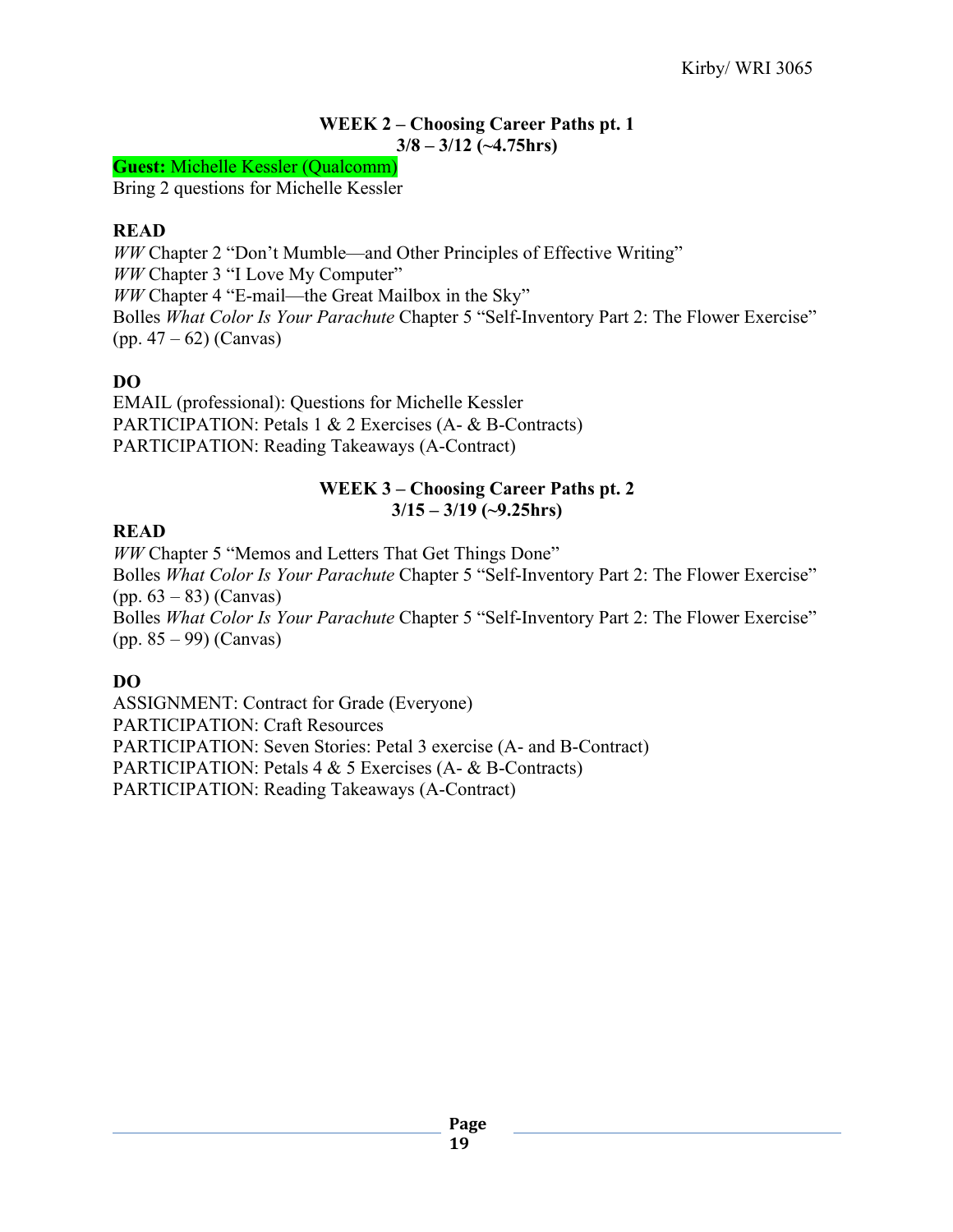## WEEK 2 – Choosing Career Paths pt. 1
**3/8 – 3/12 (~4.75hrs)**

**Guest:** Michelle Kessler (Qualcomm)
Bring 2 questions for Michelle Kessler

**READ**

*WW* Chapter 2 "Don't Mumble—and Other Principles of Effective Writing"
*WW* Chapter 3 "I Love My Computer"
*WW* Chapter 4 "E-mail—the Great Mailbox in the Sky"
Bolles *What Color Is Your Parachute* Chapter 5 "Self-Inventory Part 2: The Flower Exercise" (pp. 47 – 62) (Canvas)

**DO**

EMAIL (professional): Questions for Michelle Kessler
PARTICIPATION: Petals 1 & 2 Exercises (A- & B-Contracts)
PARTICIPATION: Reading Takeaways (A-Contract)

## WEEK 3 – Choosing Career Paths pt. 2
**3/15 – 3/19 (~9.25hrs)**

**READ**

*WW* Chapter 5 "Memos and Letters That Get Things Done"
Bolles *What Color Is Your Parachute* Chapter 5 "Self-Inventory Part 2: The Flower Exercise" (pp. 63 – 83) (Canvas)
Bolles *What Color Is Your Parachute* Chapter 5 "Self-Inventory Part 2: The Flower Exercise" (pp. 85 – 99) (Canvas)

**DO**

ASSIGNMENT: Contract for Grade (Everyone)
PARTICIPATION: Craft Resources
PARTICIPATION: Seven Stories: Petal 3 exercise (A- and B-Contract)
PARTICIPATION: Petals 4 & 5 Exercises (A- & B-Contracts)
PARTICIPATION: Reading Takeaways (A-Contract)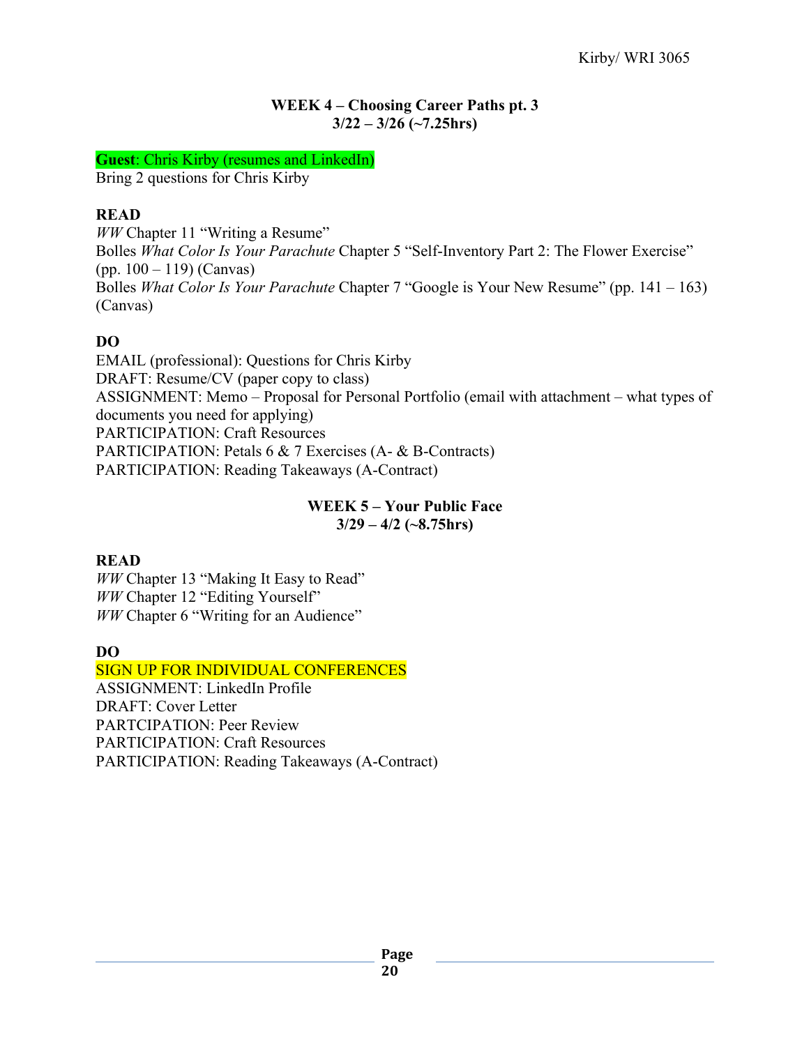### WEEK 4 – Choosing Career Paths pt. 3
### 3/22 – 3/26 (~7.25hrs)

**Guest**: Chris Kirby (resumes and LinkedIn)
Bring 2 questions for Chris Kirby

**READ**
*WW* Chapter 11 "Writing a Resume"
Bolles *What Color Is Your Parachute* Chapter 5 "Self-Inventory Part 2: The Flower Exercise" (pp. 100 – 119) (Canvas)
Bolles *What Color Is Your Parachute* Chapter 7 "Google is Your New Resume" (pp. 141 – 163) (Canvas)

**DO**
EMAIL (professional): Questions for Chris Kirby
DRAFT: Resume/CV (paper copy to class)
ASSIGNMENT: Memo – Proposal for Personal Portfolio (email with attachment – what types of documents you need for applying)
PARTICIPATION: Craft Resources
PARTICIPATION: Petals 6 & 7 Exercises (A- & B-Contracts)
PARTICIPATION: Reading Takeaways (A-Contract)

### WEEK 5 – Your Public Face
### 3/29 – 4/2 (~8.75hrs)

**READ**
*WW* Chapter 13 "Making It Easy to Read"
*WW* Chapter 12 "Editing Yourself"
*WW* Chapter 6 "Writing for an Audience"

**DO**
SIGN UP FOR INDIVIDUAL CONFERENCES
ASSIGNMENT: LinkedIn Profile
DRAFT: Cover Letter
PARTCIPATION: Peer Review
PARTICIPATION: Craft Resources
PARTICIPATION: Reading Takeaways (A-Contract)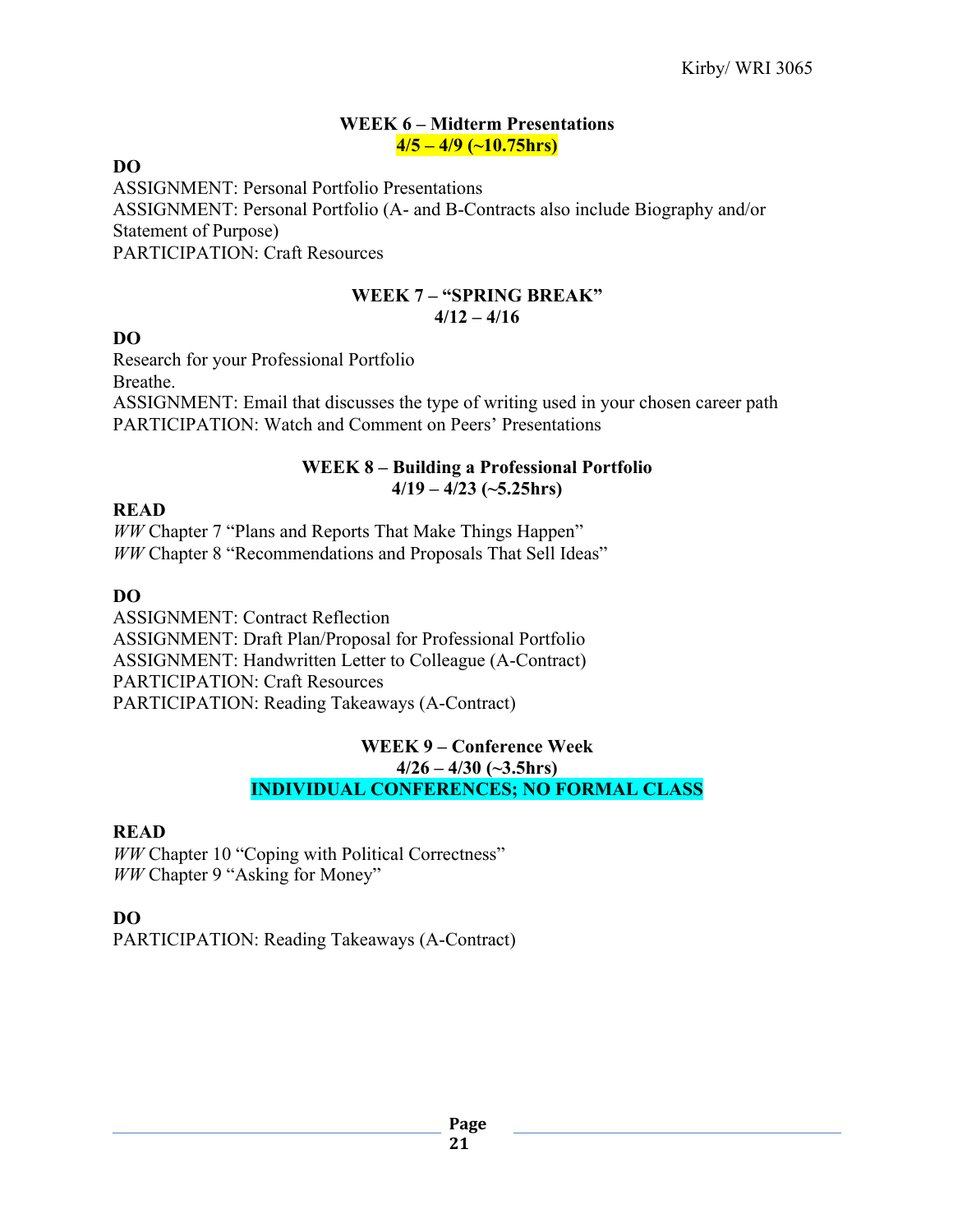## WEEK 6 – Midterm Presentations
**4/5 – 4/9 (~10.75hrs)**

**DO**
ASSIGNMENT: Personal Portfolio Presentations
ASSIGNMENT: Personal Portfolio (A- and B-Contracts also include Biography and/or Statement of Purpose)
PARTICIPATION: Craft Resources

## WEEK 7 – "SPRING BREAK"
**4/12 – 4/16**

**DO**
Research for your Professional Portfolio
Breathe.
ASSIGNMENT: Email that discusses the type of writing used in your chosen career path
PARTICIPATION: Watch and Comment on Peers' Presentations

## WEEK 8 – Building a Professional Portfolio
**4/19 – 4/23 (~5.25hrs)**

**READ**
*WW* Chapter 7 "Plans and Reports That Make Things Happen"
*WW* Chapter 8 "Recommendations and Proposals That Sell Ideas"

**DO**
ASSIGNMENT: Contract Reflection
ASSIGNMENT: Draft Plan/Proposal for Professional Portfolio
ASSIGNMENT: Handwritten Letter to Colleague (A-Contract)
PARTICIPATION: Craft Resources
PARTICIPATION: Reading Takeaways (A-Contract)

## WEEK 9 – Conference Week
**4/26 – 4/30 (~3.5hrs)**
**INDIVIDUAL CONFERENCES; NO FORMAL CLASS**

**READ**
*WW* Chapter 10 "Coping with Political Correctness"
*WW* Chapter 9 "Asking for Money"

**DO**
PARTICIPATION: Reading Takeaways (A-Contract)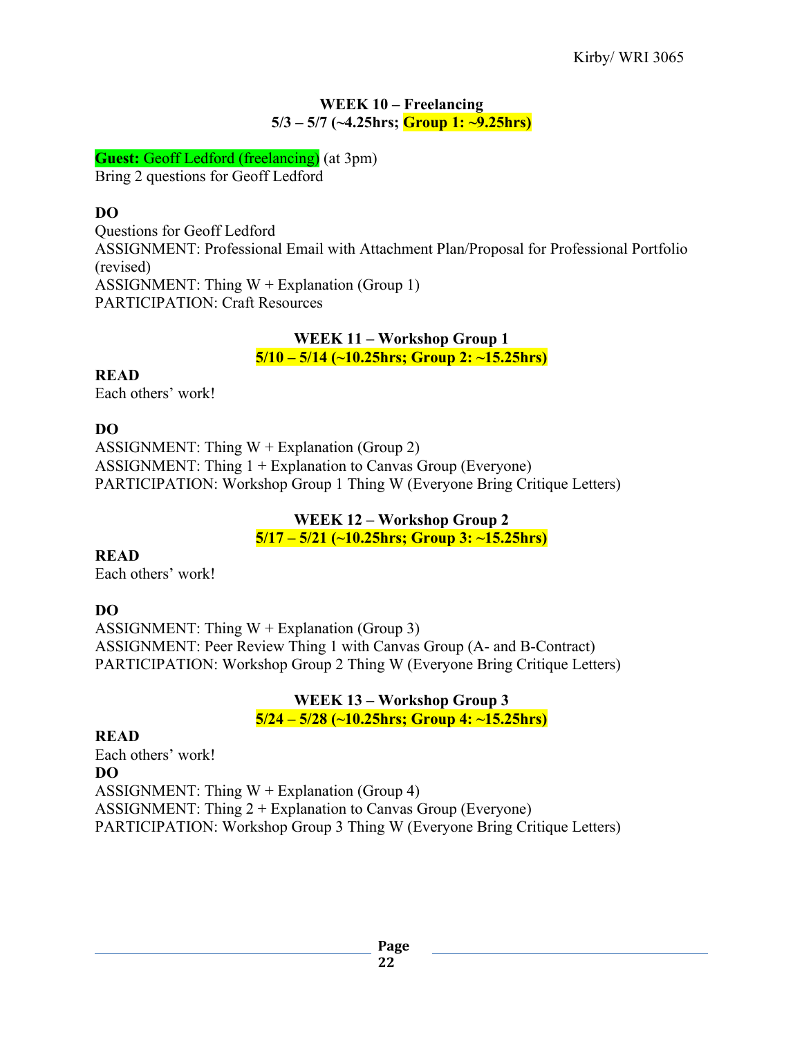## WEEK 10 – Freelancing
## 5/3 – 5/7 (~4.25hrs; Group 1: ~9.25hrs)

**Guest:** Geoff Ledford (freelancing) (at 3pm)
Bring 2 questions for Geoff Ledford

**DO**
Questions for Geoff Ledford
ASSIGNMENT: Professional Email with Attachment Plan/Proposal for Professional Portfolio (revised)
ASSIGNMENT: Thing W + Explanation (Group 1)
PARTICIPATION: Craft Resources

## WEEK 11 – Workshop Group 1
## 5/10 – 5/14 (~10.25hrs; Group 2: ~15.25hrs)

**READ**
Each others' work!

**DO**
ASSIGNMENT: Thing W + Explanation (Group 2)
ASSIGNMENT: Thing 1 + Explanation to Canvas Group (Everyone)
PARTICIPATION: Workshop Group 1 Thing W (Everyone Bring Critique Letters)

## WEEK 12 – Workshop Group 2
## 5/17 – 5/21 (~10.25hrs; Group 3: ~15.25hrs)

**READ**
Each others' work!

**DO**
ASSIGNMENT: Thing W + Explanation (Group 3)
ASSIGNMENT: Peer Review Thing 1 with Canvas Group (A- and B-Contract)
PARTICIPATION: Workshop Group 2 Thing W (Everyone Bring Critique Letters)

## WEEK 13 – Workshop Group 3
## 5/24 – 5/28 (~10.25hrs; Group 4: ~15.25hrs)

**READ**
Each others' work!

**DO**
ASSIGNMENT: Thing W + Explanation (Group 4)
ASSIGNMENT: Thing 2 + Explanation to Canvas Group (Everyone)
PARTICIPATION: Workshop Group 3 Thing W (Everyone Bring Critique Letters)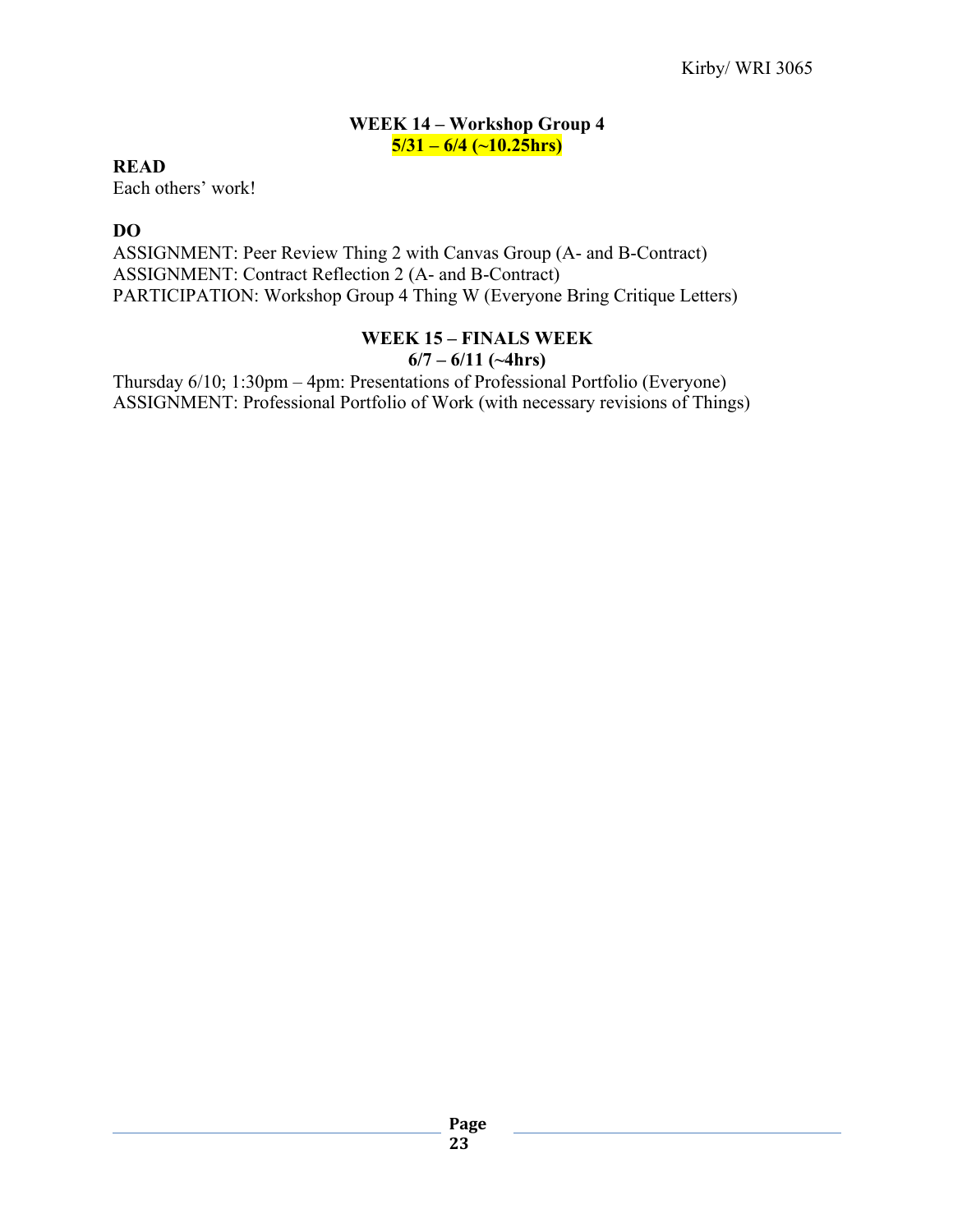**WEEK 14 – Workshop Group 4**
**5/31 – 6/4 (~10.25hrs)**

**READ**
Each others' work!

**DO**
ASSIGNMENT: Peer Review Thing 2 with Canvas Group (A- and B-Contract)
ASSIGNMENT: Contract Reflection 2 (A- and B-Contract)
PARTICIPATION: Workshop Group 4 Thing W (Everyone Bring Critique Letters)

**WEEK 15 – FINALS WEEK**
**6/7 – 6/11 (~4hrs)**

Thursday 6/10; 1:30pm – 4pm: Presentations of Professional Portfolio (Everyone)
ASSIGNMENT: Professional Portfolio of Work (with necessary revisions of Things)